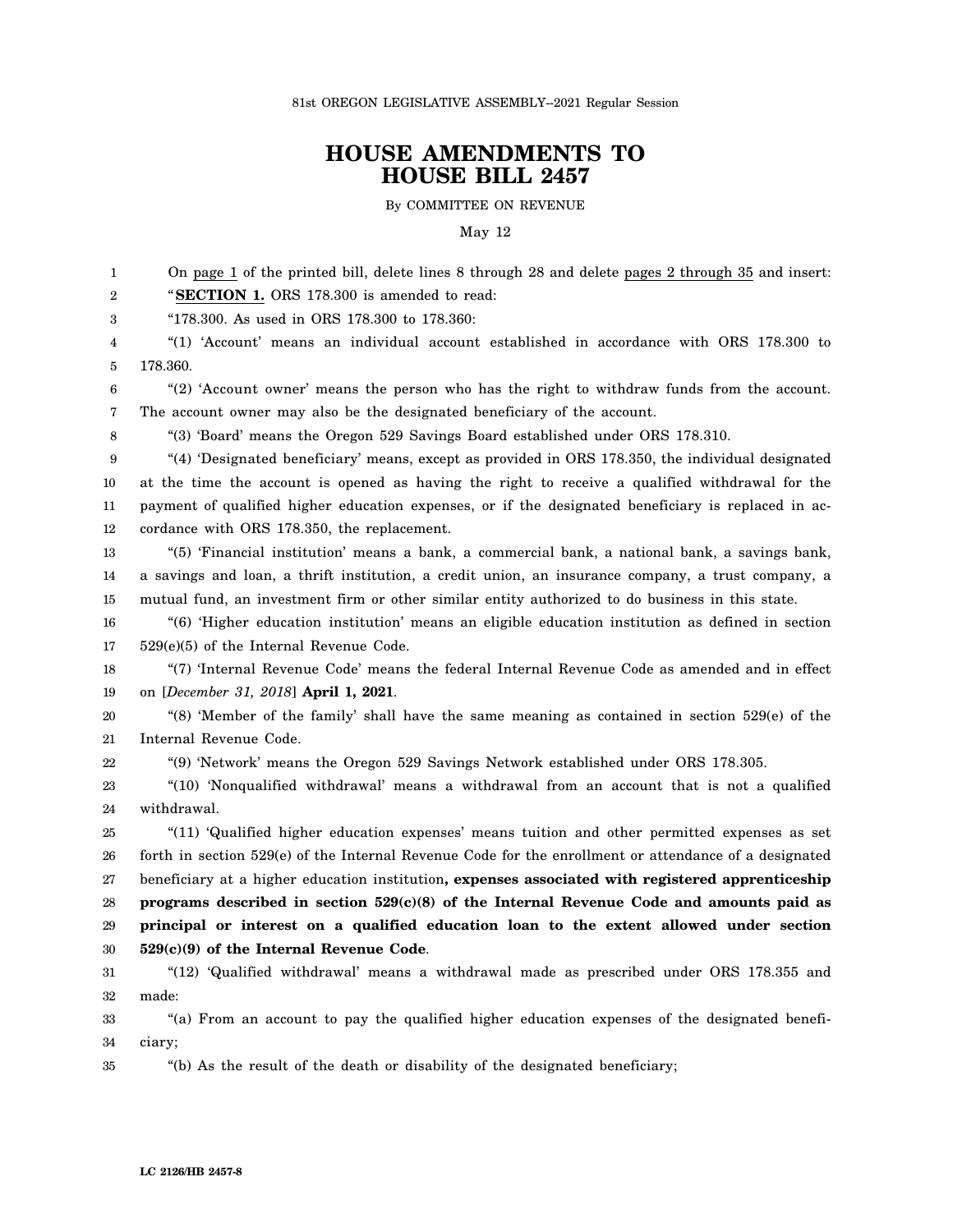81st OREGON LEGISLATIVE ASSEMBLY--2021 Regular Session

# HOUSE AMENDMENTS TO HOUSE BILL 2457

By COMMITTEE ON REVENUE

May 12

On page 1 of the printed bill, delete lines 8 through 28 and delete pages 2 through 35 and insert:

"**SECTION 1.** ORS 178.300 is amended to read:

"178.300. As used in ORS 178.300 to 178.360:

"(1) 'Account' means an individual account established in accordance with ORS 178.300 to 178.360.

"(2) 'Account owner' means the person who has the right to withdraw funds from the account. The account owner may also be the designated beneficiary of the account.

"(3) 'Board' means the Oregon 529 Savings Board established under ORS 178.310.

"(4) 'Designated beneficiary' means, except as provided in ORS 178.350, the individual designated at the time the account is opened as having the right to receive a qualified withdrawal for the payment of qualified higher education expenses, or if the designated beneficiary is replaced in accordance with ORS 178.350, the replacement.

"(5) 'Financial institution' means a bank, a commercial bank, a national bank, a savings bank, a savings and loan, a thrift institution, a credit union, an insurance company, a trust company, a mutual fund, an investment firm or other similar entity authorized to do business in this state.

"(6) 'Higher education institution' means an eligible education institution as defined in section 529(e)(5) of the Internal Revenue Code.

"(7) 'Internal Revenue Code' means the federal Internal Revenue Code as amended and in effect on [*December 31, 2018*] **April 1, 2021**.

"(8) 'Member of the family' shall have the same meaning as contained in section 529(e) of the Internal Revenue Code.

"(9) 'Network' means the Oregon 529 Savings Network established under ORS 178.305.

"(10) 'Nonqualified withdrawal' means a withdrawal from an account that is not a qualified withdrawal.

"(11) 'Qualified higher education expenses' means tuition and other permitted expenses as set forth in section 529(e) of the Internal Revenue Code for the enrollment or attendance of a designated beneficiary at a higher education institution**, expenses associated with registered apprenticeship programs described in section 529(c)(8) of the Internal Revenue Code and amounts paid as principal or interest on a qualified education loan to the extent allowed under section 529(c)(9) of the Internal Revenue Code**.

"(12) 'Qualified withdrawal' means a withdrawal made as prescribed under ORS 178.355 and made:

"(a) From an account to pay the qualified higher education expenses of the designated beneficiary;

"(b) As the result of the death or disability of the designated beneficiary;

LC 2126/HB 2457-8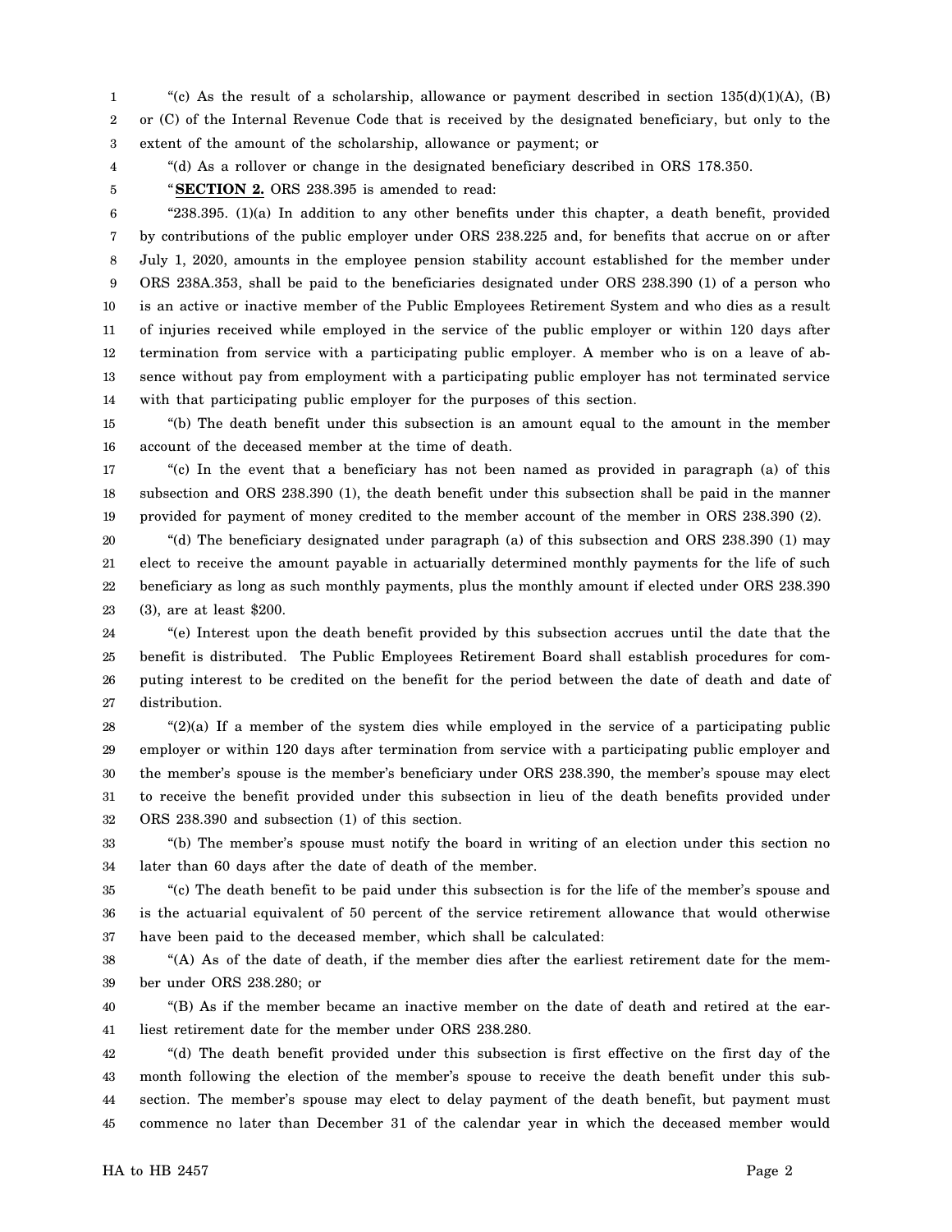"(c) As the result of a scholarship, allowance or payment described in section 135(d)(1)(A), (B) or (C) of the Internal Revenue Code that is received by the designated beneficiary, but only to the extent of the amount of the scholarship, allowance or payment; or

"(d) As a rollover or change in the designated beneficiary described in ORS 178.350.

"**SECTION 2.** ORS 238.395 is amended to read:

"238.395. (1)(a) In addition to any other benefits under this chapter, a death benefit, provided by contributions of the public employer under ORS 238.225 and, for benefits that accrue on or after July 1, 2020, amounts in the employee pension stability account established for the member under ORS 238A.353, shall be paid to the beneficiaries designated under ORS 238.390 (1) of a person who is an active or inactive member of the Public Employees Retirement System and who dies as a result of injuries received while employed in the service of the public employer or within 120 days after termination from service with a participating public employer. A member who is on a leave of absence without pay from employment with a participating public employer has not terminated service with that participating public employer for the purposes of this section.

"(b) The death benefit under this subsection is an amount equal to the amount in the member account of the deceased member at the time of death.

"(c) In the event that a beneficiary has not been named as provided in paragraph (a) of this subsection and ORS 238.390 (1), the death benefit under this subsection shall be paid in the manner provided for payment of money credited to the member account of the member in ORS 238.390 (2).

"(d) The beneficiary designated under paragraph (a) of this subsection and ORS 238.390 (1) may elect to receive the amount payable in actuarially determined monthly payments for the life of such beneficiary as long as such monthly payments, plus the monthly amount if elected under ORS 238.390 (3), are at least $200.

"(e) Interest upon the death benefit provided by this subsection accrues until the date that the benefit is distributed. The Public Employees Retirement Board shall establish procedures for computing interest to be credited on the benefit for the period between the date of death and date of distribution.

"(2)(a) If a member of the system dies while employed in the service of a participating public employer or within 120 days after termination from service with a participating public employer and the member's spouse is the member's beneficiary under ORS 238.390, the member's spouse may elect to receive the benefit provided under this subsection in lieu of the death benefits provided under ORS 238.390 and subsection (1) of this section.

"(b) The member's spouse must notify the board in writing of an election under this section no later than 60 days after the date of death of the member.

"(c) The death benefit to be paid under this subsection is for the life of the member's spouse and is the actuarial equivalent of 50 percent of the service retirement allowance that would otherwise have been paid to the deceased member, which shall be calculated:

"(A) As of the date of death, if the member dies after the earliest retirement date for the member under ORS 238.280; or

"(B) As if the member became an inactive member on the date of death and retired at the earliest retirement date for the member under ORS 238.280.

"(d) The death benefit provided under this subsection is first effective on the first day of the month following the election of the member's spouse to receive the death benefit under this subsection. The member's spouse may elect to delay payment of the death benefit, but payment must commence no later than December 31 of the calendar year in which the deceased member would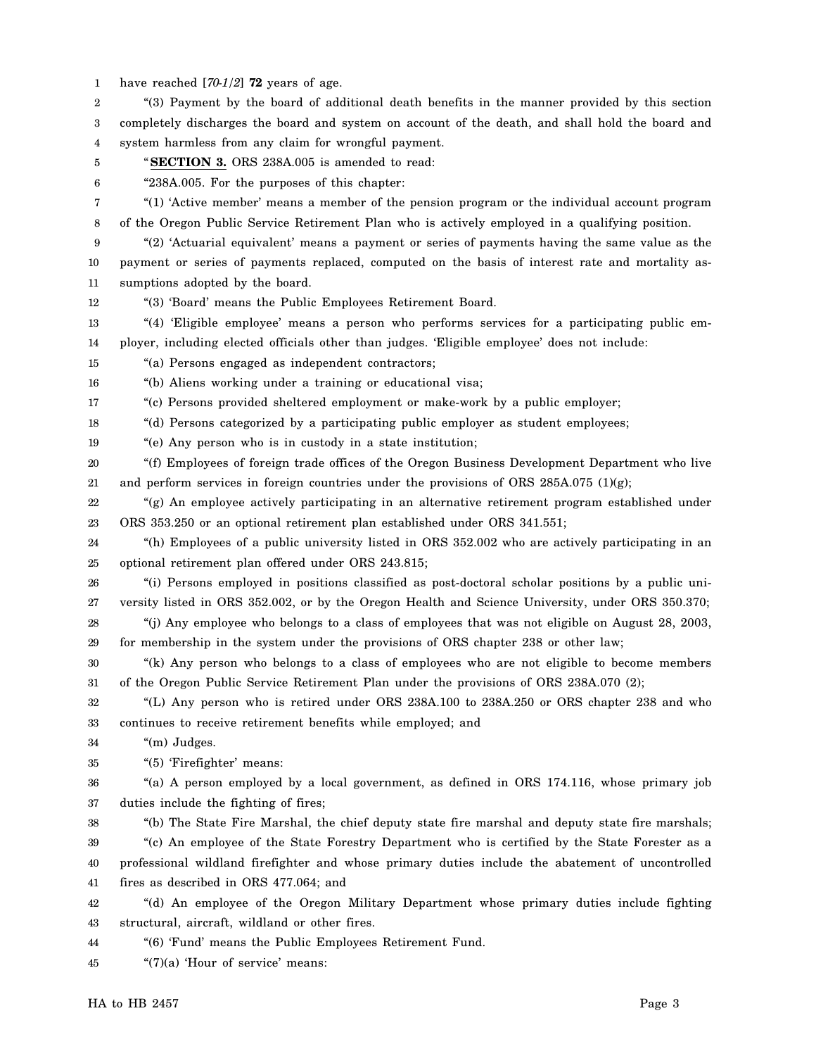have reached [*70-1/2*] **72** years of age.

"(3) Payment by the board of additional death benefits in the manner provided by this section completely discharges the board and system on account of the death, and shall hold the board and system harmless from any claim for wrongful payment.

"**SECTION 3.** ORS 238A.005 is amended to read:

"238A.005. For the purposes of this chapter:

"(1) 'Active member' means a member of the pension program or the individual account program of the Oregon Public Service Retirement Plan who is actively employed in a qualifying position.

"(2) 'Actuarial equivalent' means a payment or series of payments having the same value as the payment or series of payments replaced, computed on the basis of interest rate and mortality assumptions adopted by the board.

"(3) 'Board' means the Public Employees Retirement Board.

"(4) 'Eligible employee' means a person who performs services for a participating public employer, including elected officials other than judges. 'Eligible employee' does not include:

"(a) Persons engaged as independent contractors;

"(b) Aliens working under a training or educational visa;

"(c) Persons provided sheltered employment or make-work by a public employer;

"(d) Persons categorized by a participating public employer as student employees;

"(e) Any person who is in custody in a state institution;

"(f) Employees of foreign trade offices of the Oregon Business Development Department who live and perform services in foreign countries under the provisions of ORS 285A.075 (1)(g);

"(g) An employee actively participating in an alternative retirement program established under ORS 353.250 or an optional retirement plan established under ORS 341.551;

"(h) Employees of a public university listed in ORS 352.002 who are actively participating in an optional retirement plan offered under ORS 243.815;

"(i) Persons employed in positions classified as post-doctoral scholar positions by a public university listed in ORS 352.002, or by the Oregon Health and Science University, under ORS 350.370;

"(j) Any employee who belongs to a class of employees that was not eligible on August 28, 2003, for membership in the system under the provisions of ORS chapter 238 or other law;

"(k) Any person who belongs to a class of employees who are not eligible to become members of the Oregon Public Service Retirement Plan under the provisions of ORS 238A.070 (2);

"(L) Any person who is retired under ORS 238A.100 to 238A.250 or ORS chapter 238 and who continues to receive retirement benefits while employed; and

"(m) Judges.

"(5) 'Firefighter' means:

"(a) A person employed by a local government, as defined in ORS 174.116, whose primary job duties include the fighting of fires;

"(b) The State Fire Marshal, the chief deputy state fire marshal and deputy state fire marshals;

"(c) An employee of the State Forestry Department who is certified by the State Forester as a professional wildland firefighter and whose primary duties include the abatement of uncontrolled fires as described in ORS 477.064; and

"(d) An employee of the Oregon Military Department whose primary duties include fighting structural, aircraft, wildland or other fires.

"(6) 'Fund' means the Public Employees Retirement Fund.

"(7)(a) 'Hour of service' means: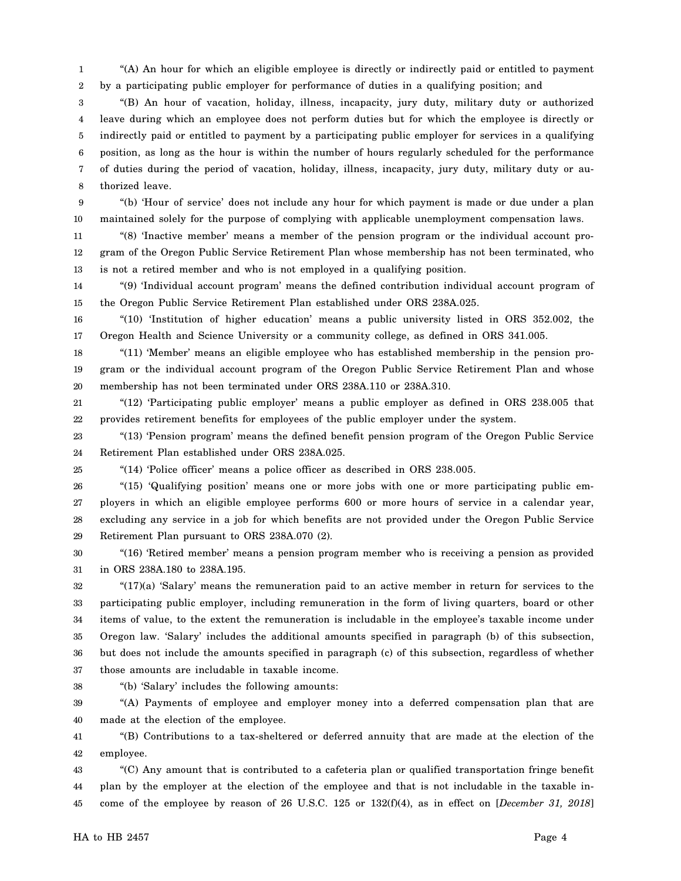"(A) An hour for which an eligible employee is directly or indirectly paid or entitled to payment by a participating public employer for performance of duties in a qualifying position; and

"(B) An hour of vacation, holiday, illness, incapacity, jury duty, military duty or authorized leave during which an employee does not perform duties but for which the employee is directly or indirectly paid or entitled to payment by a participating public employer for services in a qualifying position, as long as the hour is within the number of hours regularly scheduled for the performance of duties during the period of vacation, holiday, illness, incapacity, jury duty, military duty or authorized leave.

"(b) 'Hour of service' does not include any hour for which payment is made or due under a plan maintained solely for the purpose of complying with applicable unemployment compensation laws.

"(8) 'Inactive member' means a member of the pension program or the individual account program of the Oregon Public Service Retirement Plan whose membership has not been terminated, who is not a retired member and who is not employed in a qualifying position.

"(9) 'Individual account program' means the defined contribution individual account program of the Oregon Public Service Retirement Plan established under ORS 238A.025.

"(10) 'Institution of higher education' means a public university listed in ORS 352.002, the Oregon Health and Science University or a community college, as defined in ORS 341.005.

"(11) 'Member' means an eligible employee who has established membership in the pension program or the individual account program of the Oregon Public Service Retirement Plan and whose membership has not been terminated under ORS 238A.110 or 238A.310.

"(12) 'Participating public employer' means a public employer as defined in ORS 238.005 that provides retirement benefits for employees of the public employer under the system.

"(13) 'Pension program' means the defined benefit pension program of the Oregon Public Service Retirement Plan established under ORS 238A.025.

"(14) 'Police officer' means a police officer as described in ORS 238.005.

"(15) 'Qualifying position' means one or more jobs with one or more participating public employers in which an eligible employee performs 600 or more hours of service in a calendar year, excluding any service in a job for which benefits are not provided under the Oregon Public Service Retirement Plan pursuant to ORS 238A.070 (2).

"(16) 'Retired member' means a pension program member who is receiving a pension as provided in ORS 238A.180 to 238A.195.

"(17)(a) 'Salary' means the remuneration paid to an active member in return for services to the participating public employer, including remuneration in the form of living quarters, board or other items of value, to the extent the remuneration is includable in the employee's taxable income under Oregon law. 'Salary' includes the additional amounts specified in paragraph (b) of this subsection, but does not include the amounts specified in paragraph (c) of this subsection, regardless of whether those amounts are includable in taxable income.

"(b) 'Salary' includes the following amounts:

"(A) Payments of employee and employer money into a deferred compensation plan that are made at the election of the employee.

"(B) Contributions to a tax-sheltered or deferred annuity that are made at the election of the employee.

"(C) Any amount that is contributed to a cafeteria plan or qualified transportation fringe benefit plan by the employer at the election of the employee and that is not includable in the taxable income of the employee by reason of 26 U.S.C. 125 or 132(f)(4), as in effect on [*December 31, 2018*]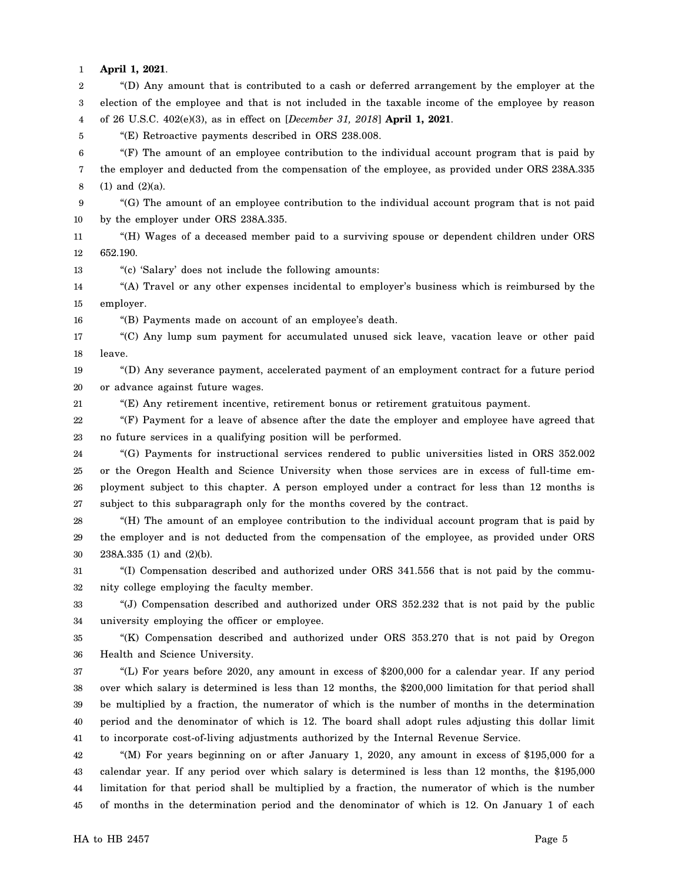**April 1, 2021**.

"(D) Any amount that is contributed to a cash or deferred arrangement by the employer at the election of the employee and that is not included in the taxable income of the employee by reason of 26 U.S.C. 402(e)(3), as in effect on [*December 31, 2018*] **April 1, 2021**.

"(E) Retroactive payments described in ORS 238.008.

"(F) The amount of an employee contribution to the individual account program that is paid by the employer and deducted from the compensation of the employee, as provided under ORS 238A.335 (1) and (2)(a).

"(G) The amount of an employee contribution to the individual account program that is not paid by the employer under ORS 238A.335.

"(H) Wages of a deceased member paid to a surviving spouse or dependent children under ORS 652.190.

"(c) 'Salary' does not include the following amounts:

"(A) Travel or any other expenses incidental to employer's business which is reimbursed by the employer.

"(B) Payments made on account of an employee's death.

"(C) Any lump sum payment for accumulated unused sick leave, vacation leave or other paid leave.

"(D) Any severance payment, accelerated payment of an employment contract for a future period or advance against future wages.

"(E) Any retirement incentive, retirement bonus or retirement gratuitous payment.

"(F) Payment for a leave of absence after the date the employer and employee have agreed that no future services in a qualifying position will be performed.

"(G) Payments for instructional services rendered to public universities listed in ORS 352.002 or the Oregon Health and Science University when those services are in excess of full-time employment subject to this chapter. A person employed under a contract for less than 12 months is subject to this subparagraph only for the months covered by the contract.

"(H) The amount of an employee contribution to the individual account program that is paid by the employer and is not deducted from the compensation of the employee, as provided under ORS 238A.335 (1) and (2)(b).

"(I) Compensation described and authorized under ORS 341.556 that is not paid by the community college employing the faculty member.

"(J) Compensation described and authorized under ORS 352.232 that is not paid by the public university employing the officer or employee.

"(K) Compensation described and authorized under ORS 353.270 that is not paid by Oregon Health and Science University.

"(L) For years before 2020, any amount in excess of $200,000 for a calendar year. If any period over which salary is determined is less than 12 months, the $200,000 limitation for that period shall be multiplied by a fraction, the numerator of which is the number of months in the determination period and the denominator of which is 12. The board shall adopt rules adjusting this dollar limit to incorporate cost-of-living adjustments authorized by the Internal Revenue Service.

"(M) For years beginning on or after January 1, 2020, any amount in excess of $195,000 for a calendar year. If any period over which salary is determined is less than 12 months, the $195,000 limitation for that period shall be multiplied by a fraction, the numerator of which is the number of months in the determination period and the denominator of which is 12. On January 1 of each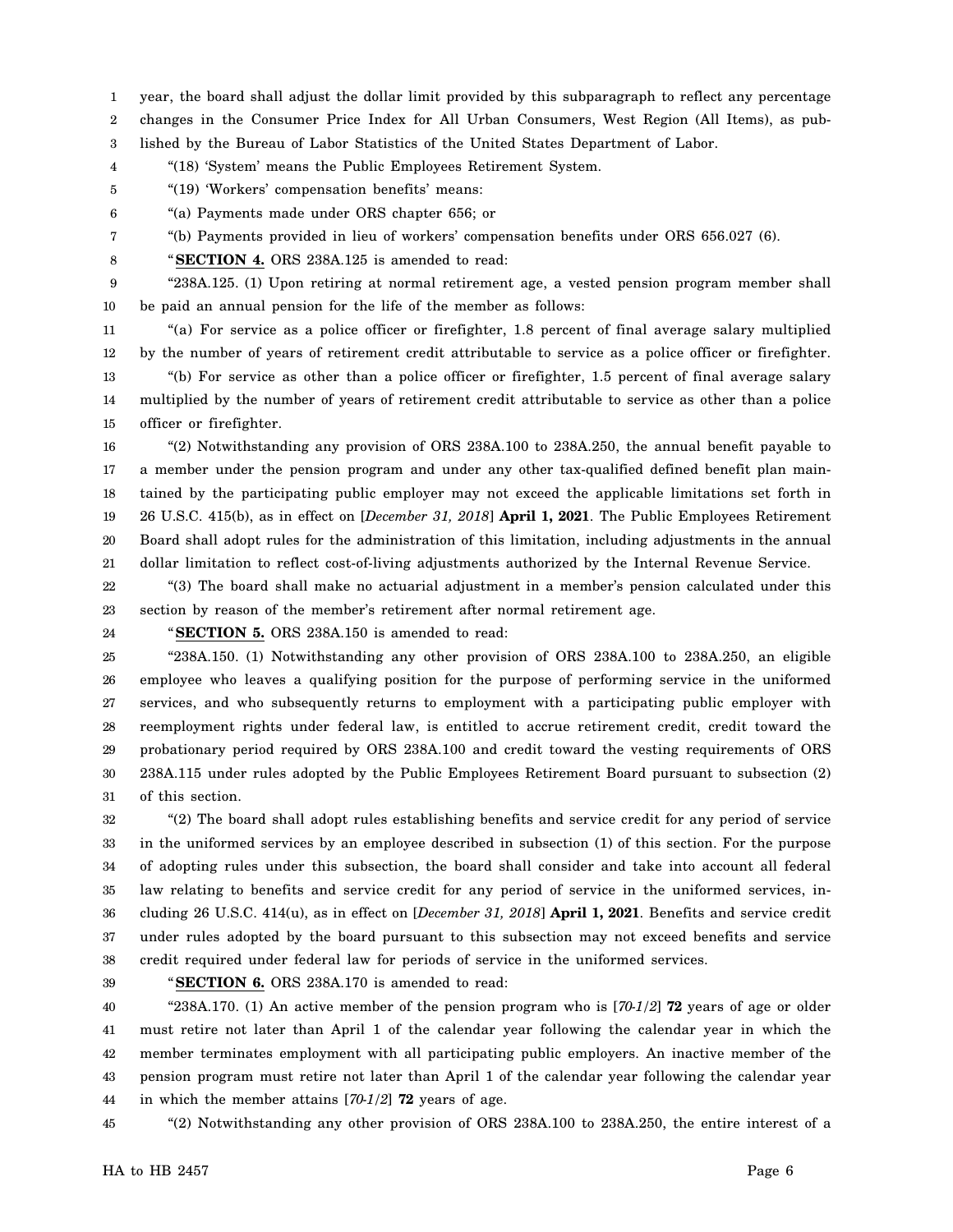year, the board shall adjust the dollar limit provided by this subparagraph to reflect any percentage changes in the Consumer Price Index for All Urban Consumers, West Region (All Items), as published by the Bureau of Labor Statistics of the United States Department of Labor.

"(18) 'System' means the Public Employees Retirement System.

"(19) 'Workers' compensation benefits' means:

"(a) Payments made under ORS chapter 656; or

"(b) Payments provided in lieu of workers' compensation benefits under ORS 656.027 (6).

"**SECTION 4.** ORS 238A.125 is amended to read:

"238A.125. (1) Upon retiring at normal retirement age, a vested pension program member shall be paid an annual pension for the life of the member as follows:

"(a) For service as a police officer or firefighter, 1.8 percent of final average salary multiplied by the number of years of retirement credit attributable to service as a police officer or firefighter.

"(b) For service as other than a police officer or firefighter, 1.5 percent of final average salary multiplied by the number of years of retirement credit attributable to service as other than a police officer or firefighter.

"(2) Notwithstanding any provision of ORS 238A.100 to 238A.250, the annual benefit payable to a member under the pension program and under any other tax-qualified defined benefit plan maintained by the participating public employer may not exceed the applicable limitations set forth in 26 U.S.C. 415(b), as in effect on [*December 31, 2018*] **April 1, 2021**. The Public Employees Retirement Board shall adopt rules for the administration of this limitation, including adjustments in the annual dollar limitation to reflect cost-of-living adjustments authorized by the Internal Revenue Service.

"(3) The board shall make no actuarial adjustment in a member's pension calculated under this section by reason of the member's retirement after normal retirement age.

"**SECTION 5.** ORS 238A.150 is amended to read:

"238A.150. (1) Notwithstanding any other provision of ORS 238A.100 to 238A.250, an eligible employee who leaves a qualifying position for the purpose of performing service in the uniformed services, and who subsequently returns to employment with a participating public employer with reemployment rights under federal law, is entitled to accrue retirement credit, credit toward the probationary period required by ORS 238A.100 and credit toward the vesting requirements of ORS 238A.115 under rules adopted by the Public Employees Retirement Board pursuant to subsection (2) of this section.

"(2) The board shall adopt rules establishing benefits and service credit for any period of service in the uniformed services by an employee described in subsection (1) of this section. For the purpose of adopting rules under this subsection, the board shall consider and take into account all federal law relating to benefits and service credit for any period of service in the uniformed services, including 26 U.S.C. 414(u), as in effect on [*December 31, 2018*] **April 1, 2021**. Benefits and service credit under rules adopted by the board pursuant to this subsection may not exceed benefits and service credit required under federal law for periods of service in the uniformed services.

"**SECTION 6.** ORS 238A.170 is amended to read:

"238A.170. (1) An active member of the pension program who is [*70-1/2*] **72** years of age or older must retire not later than April 1 of the calendar year following the calendar year in which the member terminates employment with all participating public employers. An inactive member of the pension program must retire not later than April 1 of the calendar year following the calendar year in which the member attains [*70-1/2*] **72** years of age.

"(2) Notwithstanding any other provision of ORS 238A.100 to 238A.250, the entire interest of a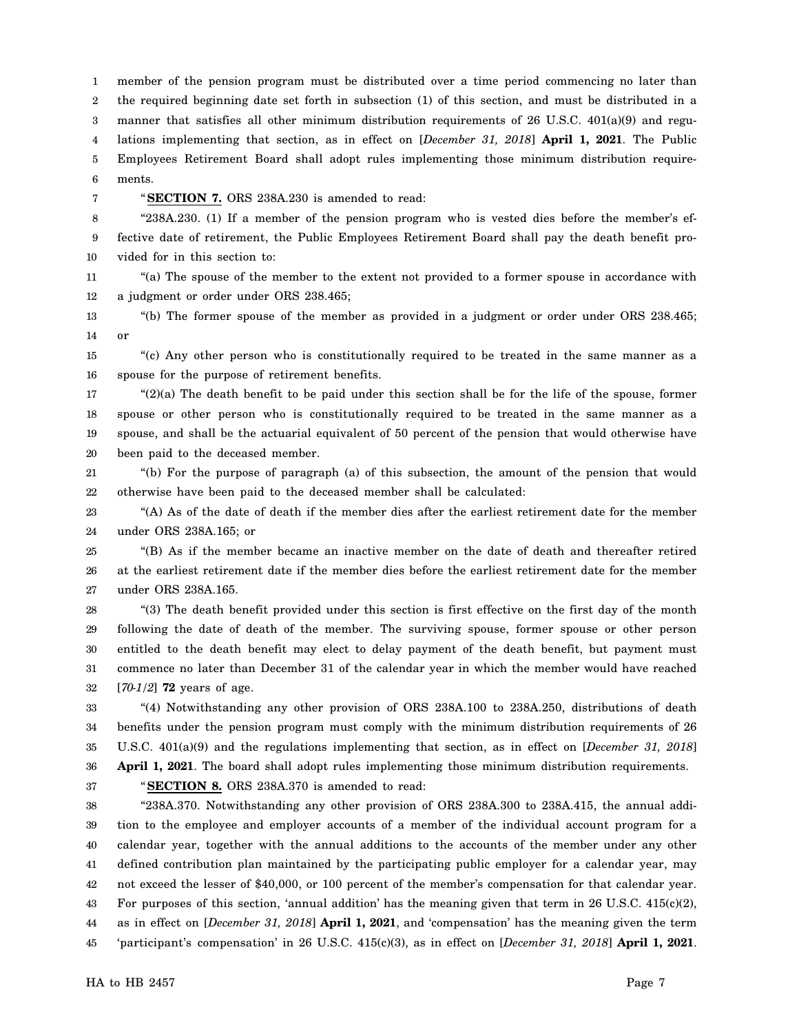member of the pension program must be distributed over a time period commencing no later than the required beginning date set forth in subsection (1) of this section, and must be distributed in a manner that satisfies all other minimum distribution requirements of 26 U.S.C. 401(a)(9) and regulations implementing that section, as in effect on [*December 31, 2018*] **April 1, 2021**. The Public Employees Retirement Board shall adopt rules implementing those minimum distribution requirements.

"**SECTION 7.** ORS 238A.230 is amended to read:

"238A.230. (1) If a member of the pension program who is vested dies before the member's effective date of retirement, the Public Employees Retirement Board shall pay the death benefit provided for in this section to:

"(a) The spouse of the member to the extent not provided to a former spouse in accordance with a judgment or order under ORS 238.465;

"(b) The former spouse of the member as provided in a judgment or order under ORS 238.465; or

"(c) Any other person who is constitutionally required to be treated in the same manner as a spouse for the purpose of retirement benefits.

"(2)(a) The death benefit to be paid under this section shall be for the life of the spouse, former spouse or other person who is constitutionally required to be treated in the same manner as a spouse, and shall be the actuarial equivalent of 50 percent of the pension that would otherwise have been paid to the deceased member.

"(b) For the purpose of paragraph (a) of this subsection, the amount of the pension that would otherwise have been paid to the deceased member shall be calculated:

"(A) As of the date of death if the member dies after the earliest retirement date for the member under ORS 238A.165; or

"(B) As if the member became an inactive member on the date of death and thereafter retired at the earliest retirement date if the member dies before the earliest retirement date for the member under ORS 238A.165.

"(3) The death benefit provided under this section is first effective on the first day of the month following the date of death of the member. The surviving spouse, former spouse or other person entitled to the death benefit may elect to delay payment of the death benefit, but payment must commence no later than December 31 of the calendar year in which the member would have reached [*70-1/2*] **72** years of age.

"(4) Notwithstanding any other provision of ORS 238A.100 to 238A.250, distributions of death benefits under the pension program must comply with the minimum distribution requirements of 26 U.S.C. 401(a)(9) and the regulations implementing that section, as in effect on [*December 31, 2018*] **April 1, 2021**. The board shall adopt rules implementing those minimum distribution requirements.

"**SECTION 8.** ORS 238A.370 is amended to read:

"238A.370. Notwithstanding any other provision of ORS 238A.300 to 238A.415, the annual addition to the employee and employer accounts of a member of the individual account program for a calendar year, together with the annual additions to the accounts of the member under any other defined contribution plan maintained by the participating public employer for a calendar year, may not exceed the lesser of $40,000, or 100 percent of the member's compensation for that calendar year. For purposes of this section, 'annual addition' has the meaning given that term in 26 U.S.C. 415(c)(2), as in effect on [*December 31, 2018*] **April 1, 2021**, and 'compensation' has the meaning given the term 'participant's compensation' in 26 U.S.C. 415(c)(3), as in effect on [*December 31, 2018*] **April 1, 2021**.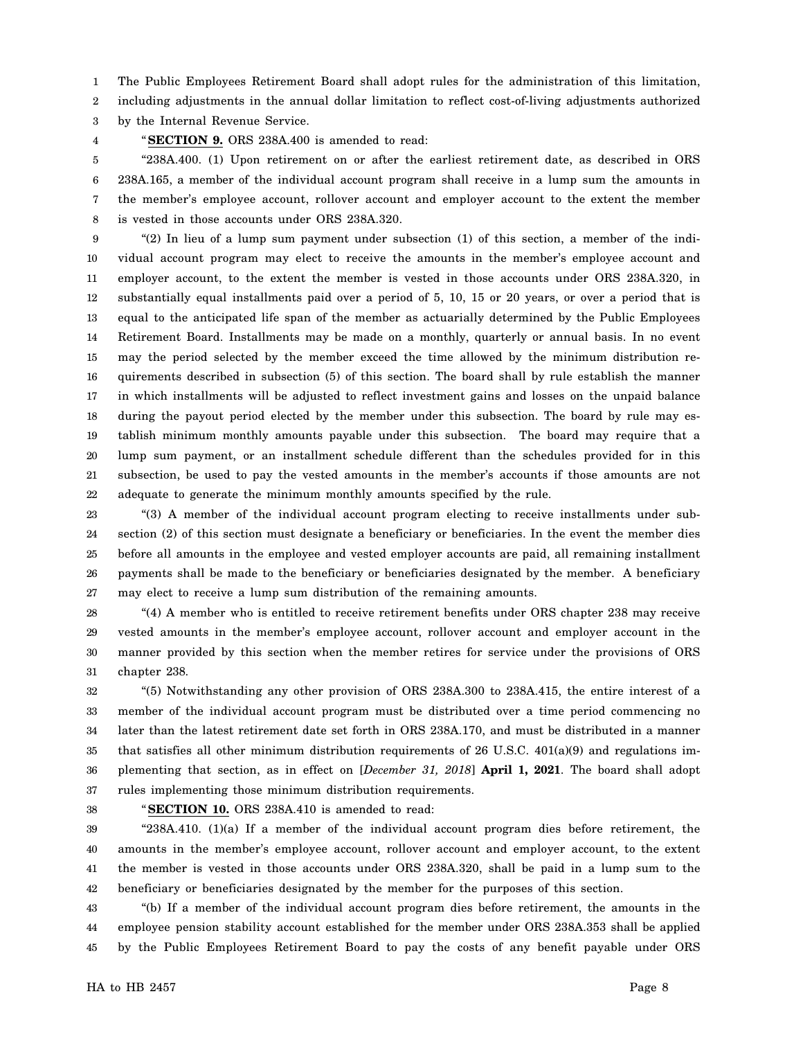The Public Employees Retirement Board shall adopt rules for the administration of this limitation, including adjustments in the annual dollar limitation to reflect cost-of-living adjustments authorized by the Internal Revenue Service.

"**SECTION 9.** ORS 238A.400 is amended to read:

"238A.400. (1) Upon retirement on or after the earliest retirement date, as described in ORS 238A.165, a member of the individual account program shall receive in a lump sum the amounts in the member's employee account, rollover account and employer account to the extent the member is vested in those accounts under ORS 238A.320.

"(2) In lieu of a lump sum payment under subsection (1) of this section, a member of the individual account program may elect to receive the amounts in the member's employee account and employer account, to the extent the member is vested in those accounts under ORS 238A.320, in substantially equal installments paid over a period of 5, 10, 15 or 20 years, or over a period that is equal to the anticipated life span of the member as actuarially determined by the Public Employees Retirement Board. Installments may be made on a monthly, quarterly or annual basis. In no event may the period selected by the member exceed the time allowed by the minimum distribution requirements described in subsection (5) of this section. The board shall by rule establish the manner in which installments will be adjusted to reflect investment gains and losses on the unpaid balance during the payout period elected by the member under this subsection. The board by rule may establish minimum monthly amounts payable under this subsection. The board may require that a lump sum payment, or an installment schedule different than the schedules provided for in this subsection, be used to pay the vested amounts in the member's accounts if those amounts are not adequate to generate the minimum monthly amounts specified by the rule.

"(3) A member of the individual account program electing to receive installments under subsection (2) of this section must designate a beneficiary or beneficiaries. In the event the member dies before all amounts in the employee and vested employer accounts are paid, all remaining installment payments shall be made to the beneficiary or beneficiaries designated by the member. A beneficiary may elect to receive a lump sum distribution of the remaining amounts.

"(4) A member who is entitled to receive retirement benefits under ORS chapter 238 may receive vested amounts in the member's employee account, rollover account and employer account in the manner provided by this section when the member retires for service under the provisions of ORS chapter 238.

"(5) Notwithstanding any other provision of ORS 238A.300 to 238A.415, the entire interest of a member of the individual account program must be distributed over a time period commencing no later than the latest retirement date set forth in ORS 238A.170, and must be distributed in a manner that satisfies all other minimum distribution requirements of 26 U.S.C. 401(a)(9) and regulations implementing that section, as in effect on [*December 31, 2018*] **April 1, 2021**. The board shall adopt rules implementing those minimum distribution requirements.

"**SECTION 10.** ORS 238A.410 is amended to read:

"238A.410. (1)(a) If a member of the individual account program dies before retirement, the amounts in the member's employee account, rollover account and employer account, to the extent the member is vested in those accounts under ORS 238A.320, shall be paid in a lump sum to the beneficiary or beneficiaries designated by the member for the purposes of this section.

"(b) If a member of the individual account program dies before retirement, the amounts in the employee pension stability account established for the member under ORS 238A.353 shall be applied by the Public Employees Retirement Board to pay the costs of any benefit payable under ORS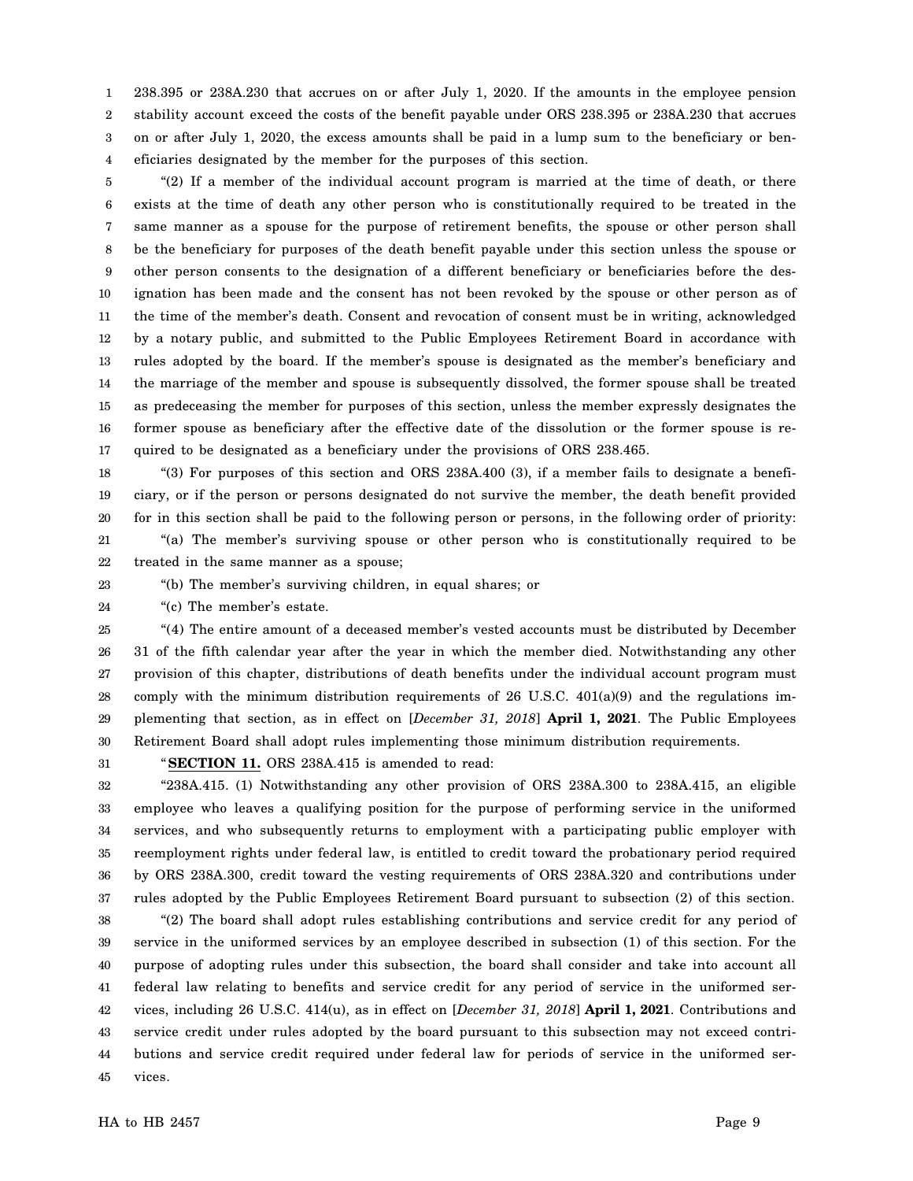238.395 or 238A.230 that accrues on or after July 1, 2020. If the amounts in the employee pension stability account exceed the costs of the benefit payable under ORS 238.395 or 238A.230 that accrues on or after July 1, 2020, the excess amounts shall be paid in a lump sum to the beneficiary or beneficiaries designated by the member for the purposes of this section.

"(2) If a member of the individual account program is married at the time of death, or there exists at the time of death any other person who is constitutionally required to be treated in the same manner as a spouse for the purpose of retirement benefits, the spouse or other person shall be the beneficiary for purposes of the death benefit payable under this section unless the spouse or other person consents to the designation of a different beneficiary or beneficiaries before the designation has been made and the consent has not been revoked by the spouse or other person as of the time of the member's death. Consent and revocation of consent must be in writing, acknowledged by a notary public, and submitted to the Public Employees Retirement Board in accordance with rules adopted by the board. If the member's spouse is designated as the member's beneficiary and the marriage of the member and spouse is subsequently dissolved, the former spouse shall be treated as predeceasing the member for purposes of this section, unless the member expressly designates the former spouse as beneficiary after the effective date of the dissolution or the former spouse is required to be designated as a beneficiary under the provisions of ORS 238.465.

"(3) For purposes of this section and ORS 238A.400 (3), if a member fails to designate a beneficiary, or if the person or persons designated do not survive the member, the death benefit provided for in this section shall be paid to the following person or persons, in the following order of priority:

"(a) The member's surviving spouse or other person who is constitutionally required to be treated in the same manner as a spouse;

"(b) The member's surviving children, in equal shares; or

"(c) The member's estate.

"(4) The entire amount of a deceased member's vested accounts must be distributed by December 31 of the fifth calendar year after the year in which the member died. Notwithstanding any other provision of this chapter, distributions of death benefits under the individual account program must comply with the minimum distribution requirements of 26 U.S.C. 401(a)(9) and the regulations implementing that section, as in effect on [*December 31, 2018*] **April 1, 2021**. The Public Employees Retirement Board shall adopt rules implementing those minimum distribution requirements.

"**SECTION 11.** ORS 238A.415 is amended to read:

"238A.415. (1) Notwithstanding any other provision of ORS 238A.300 to 238A.415, an eligible employee who leaves a qualifying position for the purpose of performing service in the uniformed services, and who subsequently returns to employment with a participating public employer with reemployment rights under federal law, is entitled to credit toward the probationary period required by ORS 238A.300, credit toward the vesting requirements of ORS 238A.320 and contributions under rules adopted by the Public Employees Retirement Board pursuant to subsection (2) of this section.

"(2) The board shall adopt rules establishing contributions and service credit for any period of service in the uniformed services by an employee described in subsection (1) of this section. For the purpose of adopting rules under this subsection, the board shall consider and take into account all federal law relating to benefits and service credit for any period of service in the uniformed services, including 26 U.S.C. 414(u), as in effect on [*December 31, 2018*] **April 1, 2021**. Contributions and service credit under rules adopted by the board pursuant to this subsection may not exceed contributions and service credit required under federal law for periods of service in the uniformed services.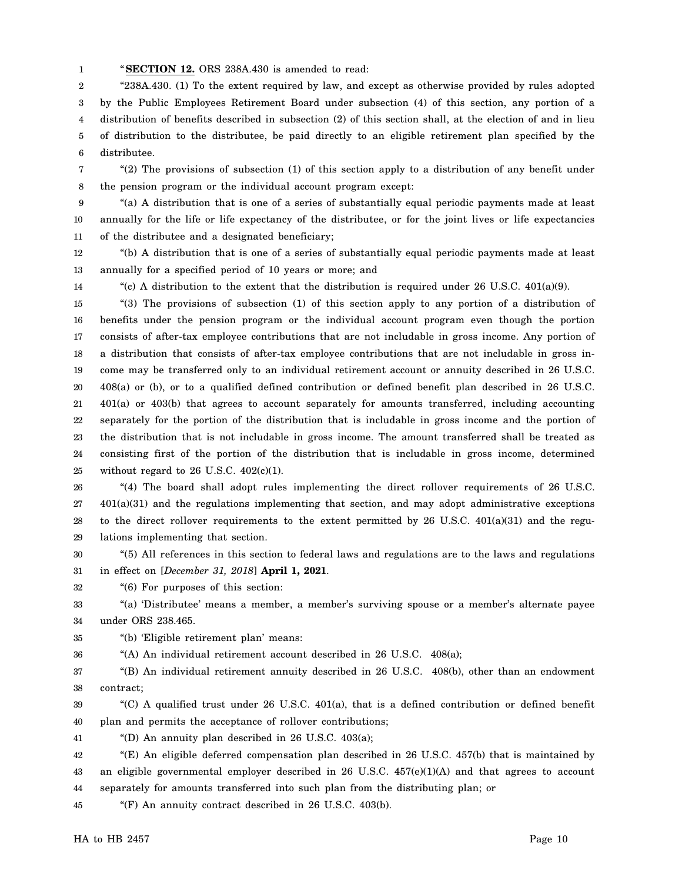"**SECTION 12.** ORS 238A.430 is amended to read:

"238A.430. (1) To the extent required by law, and except as otherwise provided by rules adopted by the Public Employees Retirement Board under subsection (4) of this section, any portion of a distribution of benefits described in subsection (2) of this section shall, at the election of and in lieu of distribution to the distributee, be paid directly to an eligible retirement plan specified by the distributee.

"(2) The provisions of subsection (1) of this section apply to a distribution of any benefit under the pension program or the individual account program except:

"(a) A distribution that is one of a series of substantially equal periodic payments made at least annually for the life or life expectancy of the distributee, or for the joint lives or life expectancies of the distributee and a designated beneficiary;

"(b) A distribution that is one of a series of substantially equal periodic payments made at least annually for a specified period of 10 years or more; and

"(c) A distribution to the extent that the distribution is required under 26 U.S.C. 401(a)(9).

"(3) The provisions of subsection (1) of this section apply to any portion of a distribution of benefits under the pension program or the individual account program even though the portion consists of after-tax employee contributions that are not includable in gross income. Any portion of a distribution that consists of after-tax employee contributions that are not includable in gross income may be transferred only to an individual retirement account or annuity described in 26 U.S.C. 408(a) or (b), or to a qualified defined contribution or defined benefit plan described in 26 U.S.C. 401(a) or 403(b) that agrees to account separately for amounts transferred, including accounting separately for the portion of the distribution that is includable in gross income and the portion of the distribution that is not includable in gross income. The amount transferred shall be treated as consisting first of the portion of the distribution that is includable in gross income, determined without regard to 26 U.S.C. 402(c)(1).

"(4) The board shall adopt rules implementing the direct rollover requirements of 26 U.S.C. 401(a)(31) and the regulations implementing that section, and may adopt administrative exceptions to the direct rollover requirements to the extent permitted by 26 U.S.C. 401(a)(31) and the regulations implementing that section.

"(5) All references in this section to federal laws and regulations are to the laws and regulations in effect on [*December 31, 2018*] **April 1, 2021**.

"(6) For purposes of this section:

"(a) 'Distributee' means a member, a member's surviving spouse or a member's alternate payee under ORS 238.465.

"(b) 'Eligible retirement plan' means:

"(A) An individual retirement account described in 26 U.S.C. 408(a);

"(B) An individual retirement annuity described in 26 U.S.C. 408(b), other than an endowment contract;

"(C) A qualified trust under 26 U.S.C. 401(a), that is a defined contribution or defined benefit plan and permits the acceptance of rollover contributions;

"(D) An annuity plan described in 26 U.S.C. 403(a);

"(E) An eligible deferred compensation plan described in 26 U.S.C. 457(b) that is maintained by an eligible governmental employer described in 26 U.S.C. 457(e)(1)(A) and that agrees to account separately for amounts transferred into such plan from the distributing plan; or

"(F) An annuity contract described in 26 U.S.C. 403(b).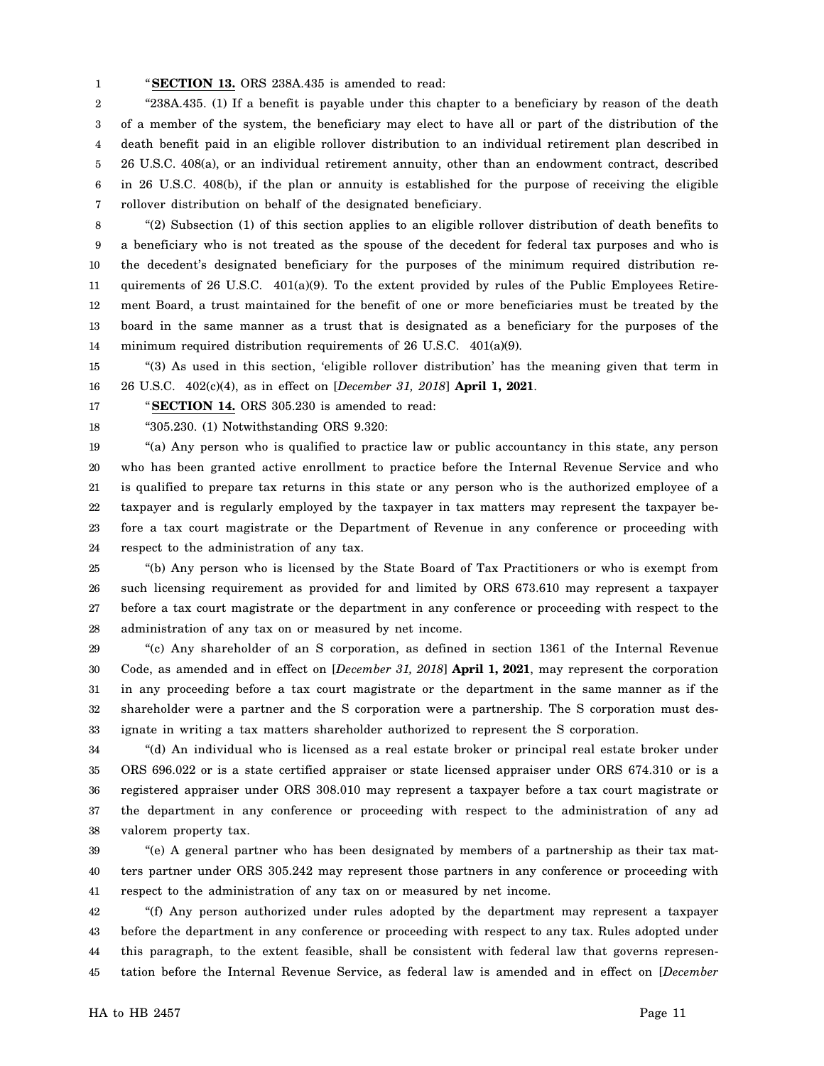"**SECTION 13.** ORS 238A.435 is amended to read:

"238A.435. (1) If a benefit is payable under this chapter to a beneficiary by reason of the death of a member of the system, the beneficiary may elect to have all or part of the distribution of the death benefit paid in an eligible rollover distribution to an individual retirement plan described in 26 U.S.C. 408(a), or an individual retirement annuity, other than an endowment contract, described in 26 U.S.C. 408(b), if the plan or annuity is established for the purpose of receiving the eligible rollover distribution on behalf of the designated beneficiary.

"(2) Subsection (1) of this section applies to an eligible rollover distribution of death benefits to a beneficiary who is not treated as the spouse of the decedent for federal tax purposes and who is the decedent's designated beneficiary for the purposes of the minimum required distribution requirements of 26 U.S.C. 401(a)(9). To the extent provided by rules of the Public Employees Retirement Board, a trust maintained for the benefit of one or more beneficiaries must be treated by the board in the same manner as a trust that is designated as a beneficiary for the purposes of the minimum required distribution requirements of 26 U.S.C. 401(a)(9).

"(3) As used in this section, 'eligible rollover distribution' has the meaning given that term in 26 U.S.C. 402(c)(4), as in effect on [*December 31, 2018*] **April 1, 2021**.

"**SECTION 14.** ORS 305.230 is amended to read:

"305.230. (1) Notwithstanding ORS 9.320:

"(a) Any person who is qualified to practice law or public accountancy in this state, any person who has been granted active enrollment to practice before the Internal Revenue Service and who is qualified to prepare tax returns in this state or any person who is the authorized employee of a taxpayer and is regularly employed by the taxpayer in tax matters may represent the taxpayer before a tax court magistrate or the Department of Revenue in any conference or proceeding with respect to the administration of any tax.

"(b) Any person who is licensed by the State Board of Tax Practitioners or who is exempt from such licensing requirement as provided for and limited by ORS 673.610 may represent a taxpayer before a tax court magistrate or the department in any conference or proceeding with respect to the administration of any tax on or measured by net income.

"(c) Any shareholder of an S corporation, as defined in section 1361 of the Internal Revenue Code, as amended and in effect on [*December 31, 2018*] **April 1, 2021**, may represent the corporation in any proceeding before a tax court magistrate or the department in the same manner as if the shareholder were a partner and the S corporation were a partnership. The S corporation must designate in writing a tax matters shareholder authorized to represent the S corporation.

"(d) An individual who is licensed as a real estate broker or principal real estate broker under ORS 696.022 or is a state certified appraiser or state licensed appraiser under ORS 674.310 or is a registered appraiser under ORS 308.010 may represent a taxpayer before a tax court magistrate or the department in any conference or proceeding with respect to the administration of any ad valorem property tax.

"(e) A general partner who has been designated by members of a partnership as their tax matters partner under ORS 305.242 may represent those partners in any conference or proceeding with respect to the administration of any tax on or measured by net income.

"(f) Any person authorized under rules adopted by the department may represent a taxpayer before the department in any conference or proceeding with respect to any tax. Rules adopted under this paragraph, to the extent feasible, shall be consistent with federal law that governs representation before the Internal Revenue Service, as federal law is amended and in effect on [*December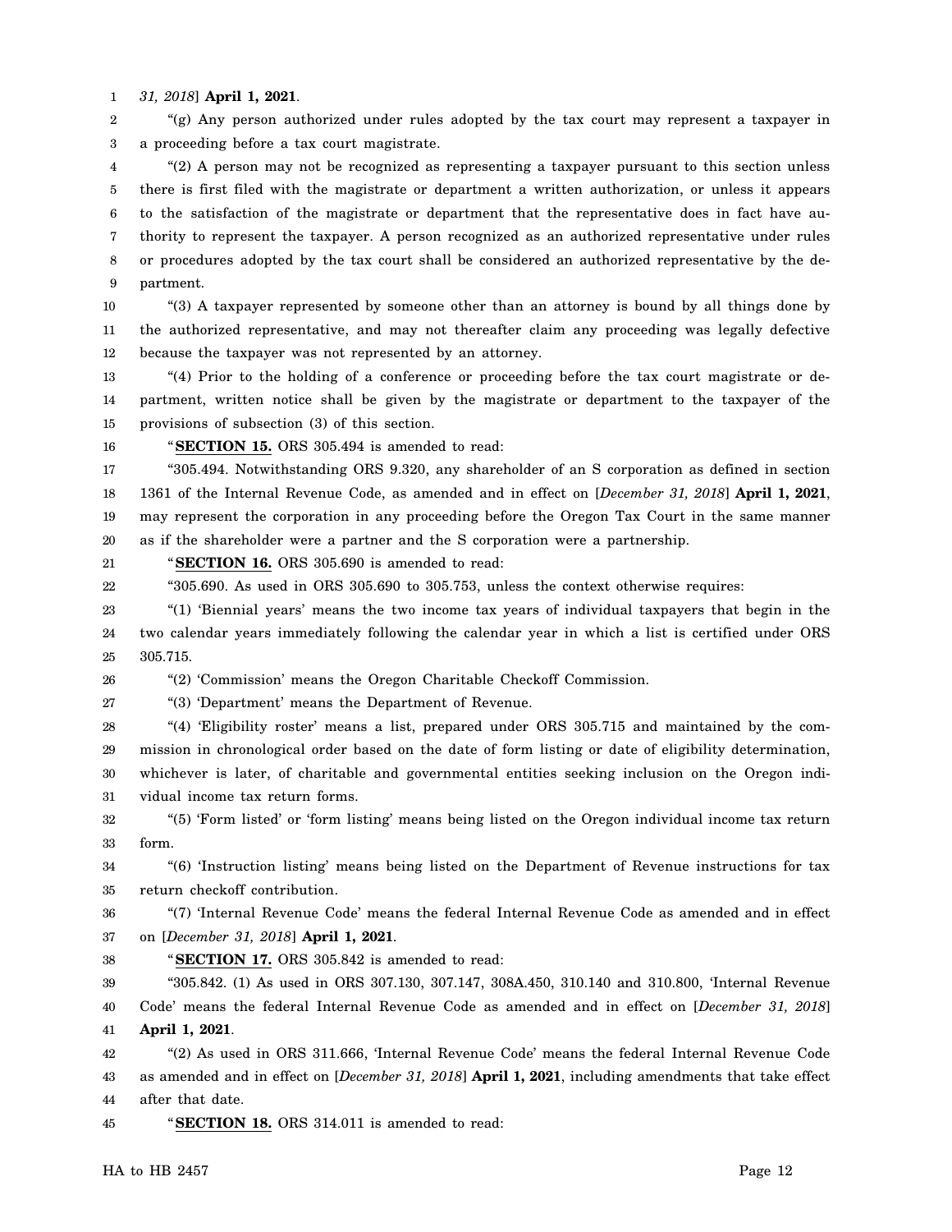*31, 2018*] **April 1, 2021**.

"(g) Any person authorized under rules adopted by the tax court may represent a taxpayer in a proceeding before a tax court magistrate.

"(2) A person may not be recognized as representing a taxpayer pursuant to this section unless there is first filed with the magistrate or department a written authorization, or unless it appears to the satisfaction of the magistrate or department that the representative does in fact have authority to represent the taxpayer. A person recognized as an authorized representative under rules or procedures adopted by the tax court shall be considered an authorized representative by the department.

"(3) A taxpayer represented by someone other than an attorney is bound by all things done by the authorized representative, and may not thereafter claim any proceeding was legally defective because the taxpayer was not represented by an attorney.

"(4) Prior to the holding of a conference or proceeding before the tax court magistrate or department, written notice shall be given by the magistrate or department to the taxpayer of the provisions of subsection (3) of this section.

"**SECTION 15.** ORS 305.494 is amended to read:

"305.494. Notwithstanding ORS 9.320, any shareholder of an S corporation as defined in section 1361 of the Internal Revenue Code, as amended and in effect on [*December 31, 2018*] **April 1, 2021**, may represent the corporation in any proceeding before the Oregon Tax Court in the same manner as if the shareholder were a partner and the S corporation were a partnership.

"**SECTION 16.** ORS 305.690 is amended to read:

"305.690. As used in ORS 305.690 to 305.753, unless the context otherwise requires:

"(1) 'Biennial years' means the two income tax years of individual taxpayers that begin in the two calendar years immediately following the calendar year in which a list is certified under ORS 305.715.

"(2) 'Commission' means the Oregon Charitable Checkoff Commission.

"(3) 'Department' means the Department of Revenue.

"(4) 'Eligibility roster' means a list, prepared under ORS 305.715 and maintained by the commission in chronological order based on the date of form listing or date of eligibility determination, whichever is later, of charitable and governmental entities seeking inclusion on the Oregon individual income tax return forms.

"(5) 'Form listed' or 'form listing' means being listed on the Oregon individual income tax return form.

"(6) 'Instruction listing' means being listed on the Department of Revenue instructions for tax return checkoff contribution.

"(7) 'Internal Revenue Code' means the federal Internal Revenue Code as amended and in effect on [*December 31, 2018*] **April 1, 2021**.

"**SECTION 17.** ORS 305.842 is amended to read:

"305.842. (1) As used in ORS 307.130, 307.147, 308A.450, 310.140 and 310.800, 'Internal Revenue Code' means the federal Internal Revenue Code as amended and in effect on [*December 31, 2018*] **April 1, 2021**.

"(2) As used in ORS 311.666, 'Internal Revenue Code' means the federal Internal Revenue Code as amended and in effect on [*December 31, 2018*] **April 1, 2021**, including amendments that take effect after that date.

"**SECTION 18.** ORS 314.011 is amended to read: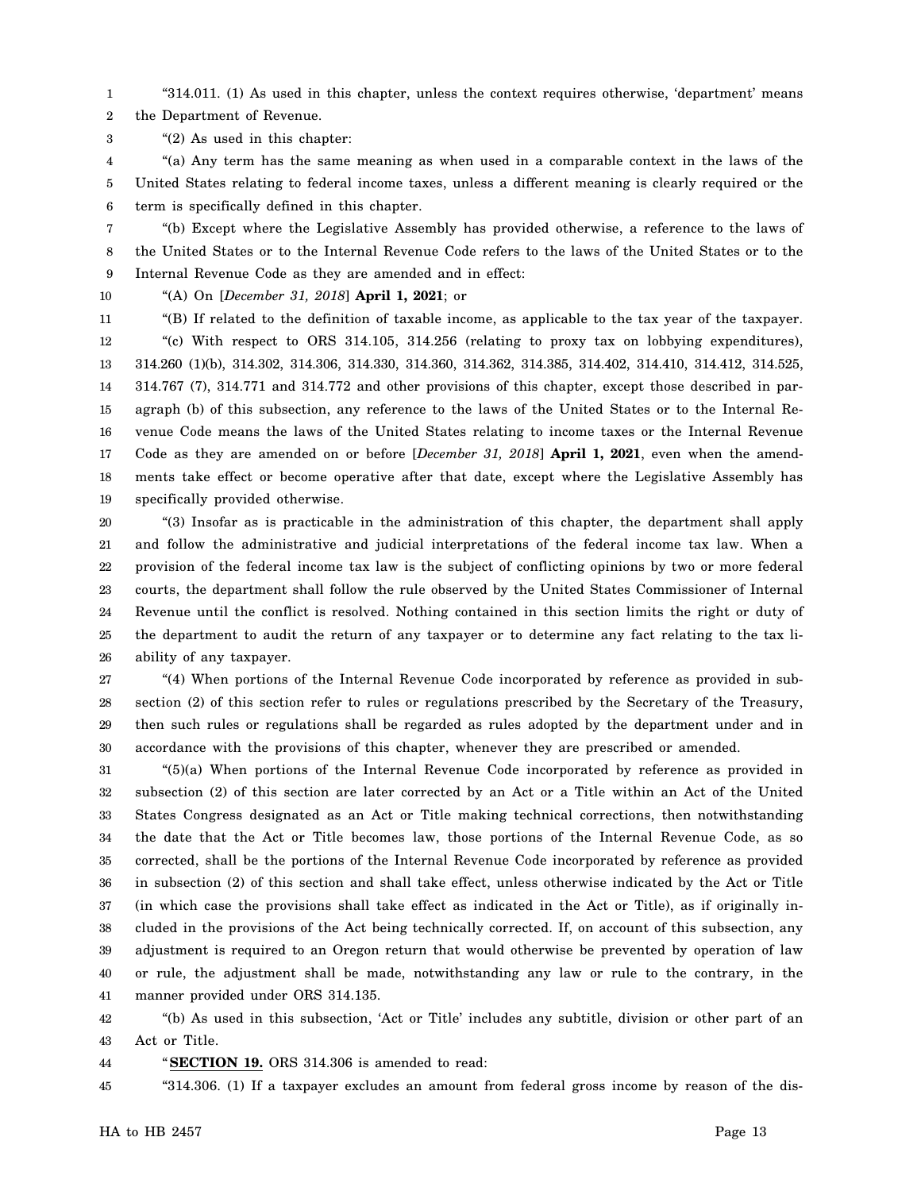"314.011. (1) As used in this chapter, unless the context requires otherwise, 'department' means the Department of Revenue.

"(2) As used in this chapter:

"(a) Any term has the same meaning as when used in a comparable context in the laws of the United States relating to federal income taxes, unless a different meaning is clearly required or the term is specifically defined in this chapter.

"(b) Except where the Legislative Assembly has provided otherwise, a reference to the laws of the United States or to the Internal Revenue Code refers to the laws of the United States or to the Internal Revenue Code as they are amended and in effect:

"(A) On [*December 31, 2018*] **April 1, 2021**; or

"(B) If related to the definition of taxable income, as applicable to the tax year of the taxpayer.

"(c) With respect to ORS 314.105, 314.256 (relating to proxy tax on lobbying expenditures), 314.260 (1)(b), 314.302, 314.306, 314.330, 314.360, 314.362, 314.385, 314.402, 314.410, 314.412, 314.525, 314.767 (7), 314.771 and 314.772 and other provisions of this chapter, except those described in paragraph (b) of this subsection, any reference to the laws of the United States or to the Internal Revenue Code means the laws of the United States relating to income taxes or the Internal Revenue Code as they are amended on or before [*December 31, 2018*] **April 1, 2021**, even when the amendments take effect or become operative after that date, except where the Legislative Assembly has specifically provided otherwise.

"(3) Insofar as is practicable in the administration of this chapter, the department shall apply and follow the administrative and judicial interpretations of the federal income tax law. When a provision of the federal income tax law is the subject of conflicting opinions by two or more federal courts, the department shall follow the rule observed by the United States Commissioner of Internal Revenue until the conflict is resolved. Nothing contained in this section limits the right or duty of the department to audit the return of any taxpayer or to determine any fact relating to the tax liability of any taxpayer.

"(4) When portions of the Internal Revenue Code incorporated by reference as provided in subsection (2) of this section refer to rules or regulations prescribed by the Secretary of the Treasury, then such rules or regulations shall be regarded as rules adopted by the department under and in accordance with the provisions of this chapter, whenever they are prescribed or amended.

"(5)(a) When portions of the Internal Revenue Code incorporated by reference as provided in subsection (2) of this section are later corrected by an Act or a Title within an Act of the United States Congress designated as an Act or Title making technical corrections, then notwithstanding the date that the Act or Title becomes law, those portions of the Internal Revenue Code, as so corrected, shall be the portions of the Internal Revenue Code incorporated by reference as provided in subsection (2) of this section and shall take effect, unless otherwise indicated by the Act or Title (in which case the provisions shall take effect as indicated in the Act or Title), as if originally included in the provisions of the Act being technically corrected. If, on account of this subsection, any adjustment is required to an Oregon return that would otherwise be prevented by operation of law or rule, the adjustment shall be made, notwithstanding any law or rule to the contrary, in the manner provided under ORS 314.135.

"(b) As used in this subsection, 'Act or Title' includes any subtitle, division or other part of an Act or Title.

"**SECTION 19.** ORS 314.306 is amended to read:

"314.306. (1) If a taxpayer excludes an amount from federal gross income by reason of the dis-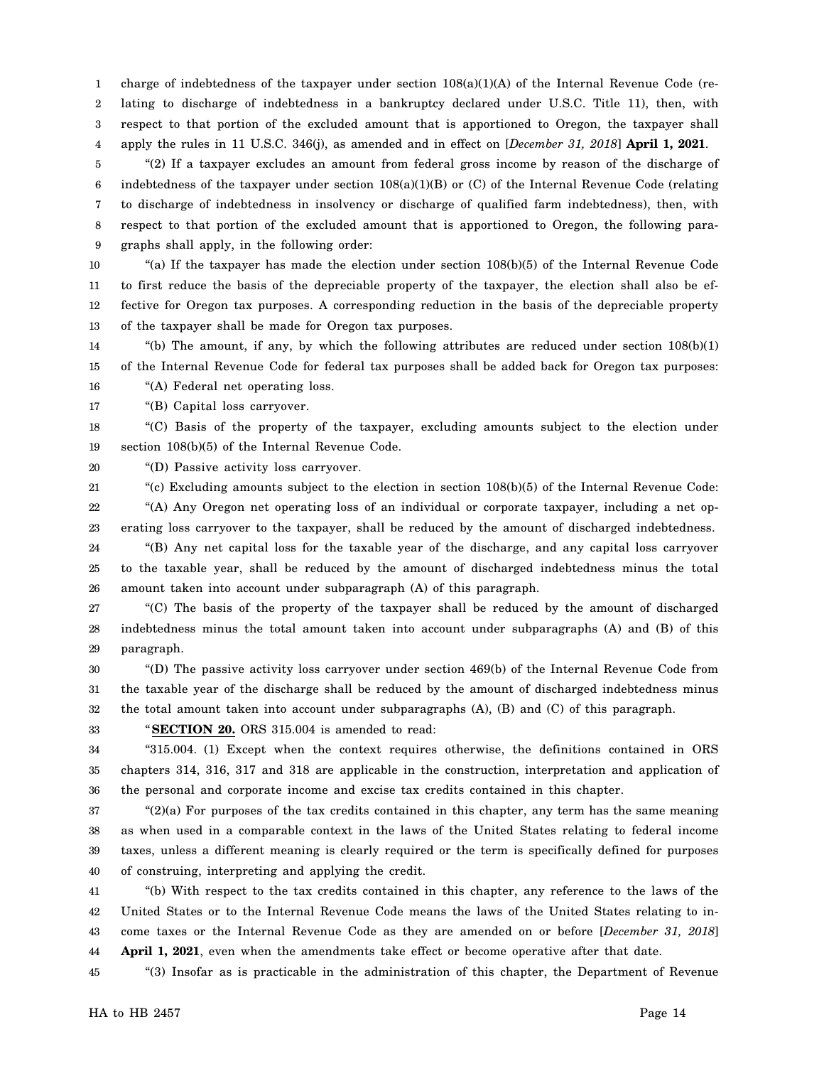charge of indebtedness of the taxpayer under section 108(a)(1)(A) of the Internal Revenue Code (relating to discharge of indebtedness in a bankruptcy declared under U.S.C. Title 11), then, with respect to that portion of the excluded amount that is apportioned to Oregon, the taxpayer shall apply the rules in 11 U.S.C. 346(j), as amended and in effect on [*December 31, 2018*] **April 1, 2021**.

"(2) If a taxpayer excludes an amount from federal gross income by reason of the discharge of indebtedness of the taxpayer under section 108(a)(1)(B) or (C) of the Internal Revenue Code (relating to discharge of indebtedness in insolvency or discharge of qualified farm indebtedness), then, with respect to that portion of the excluded amount that is apportioned to Oregon, the following paragraphs shall apply, in the following order:

"(a) If the taxpayer has made the election under section 108(b)(5) of the Internal Revenue Code to first reduce the basis of the depreciable property of the taxpayer, the election shall also be effective for Oregon tax purposes. A corresponding reduction in the basis of the depreciable property of the taxpayer shall be made for Oregon tax purposes.

"(b) The amount, if any, by which the following attributes are reduced under section 108(b)(1) of the Internal Revenue Code for federal tax purposes shall be added back for Oregon tax purposes:

"(A) Federal net operating loss.

"(B) Capital loss carryover.

"(C) Basis of the property of the taxpayer, excluding amounts subject to the election under section 108(b)(5) of the Internal Revenue Code.

"(D) Passive activity loss carryover.

"(c) Excluding amounts subject to the election in section 108(b)(5) of the Internal Revenue Code:

"(A) Any Oregon net operating loss of an individual or corporate taxpayer, including a net operating loss carryover to the taxpayer, shall be reduced by the amount of discharged indebtedness.

"(B) Any net capital loss for the taxable year of the discharge, and any capital loss carryover to the taxable year, shall be reduced by the amount of discharged indebtedness minus the total amount taken into account under subparagraph (A) of this paragraph.

"(C) The basis of the property of the taxpayer shall be reduced by the amount of discharged indebtedness minus the total amount taken into account under subparagraphs (A) and (B) of this paragraph.

"(D) The passive activity loss carryover under section 469(b) of the Internal Revenue Code from the taxable year of the discharge shall be reduced by the amount of discharged indebtedness minus the total amount taken into account under subparagraphs (A), (B) and (C) of this paragraph.

"**SECTION 20.** ORS 315.004 is amended to read:

"315.004. (1) Except when the context requires otherwise, the definitions contained in ORS chapters 314, 316, 317 and 318 are applicable in the construction, interpretation and application of the personal and corporate income and excise tax credits contained in this chapter.

"(2)(a) For purposes of the tax credits contained in this chapter, any term has the same meaning as when used in a comparable context in the laws of the United States relating to federal income taxes, unless a different meaning is clearly required or the term is specifically defined for purposes of construing, interpreting and applying the credit.

"(b) With respect to the tax credits contained in this chapter, any reference to the laws of the United States or to the Internal Revenue Code means the laws of the United States relating to income taxes or the Internal Revenue Code as they are amended on or before [*December 31, 2018*] **April 1, 2021**, even when the amendments take effect or become operative after that date.

"(3) Insofar as is practicable in the administration of this chapter, the Department of Revenue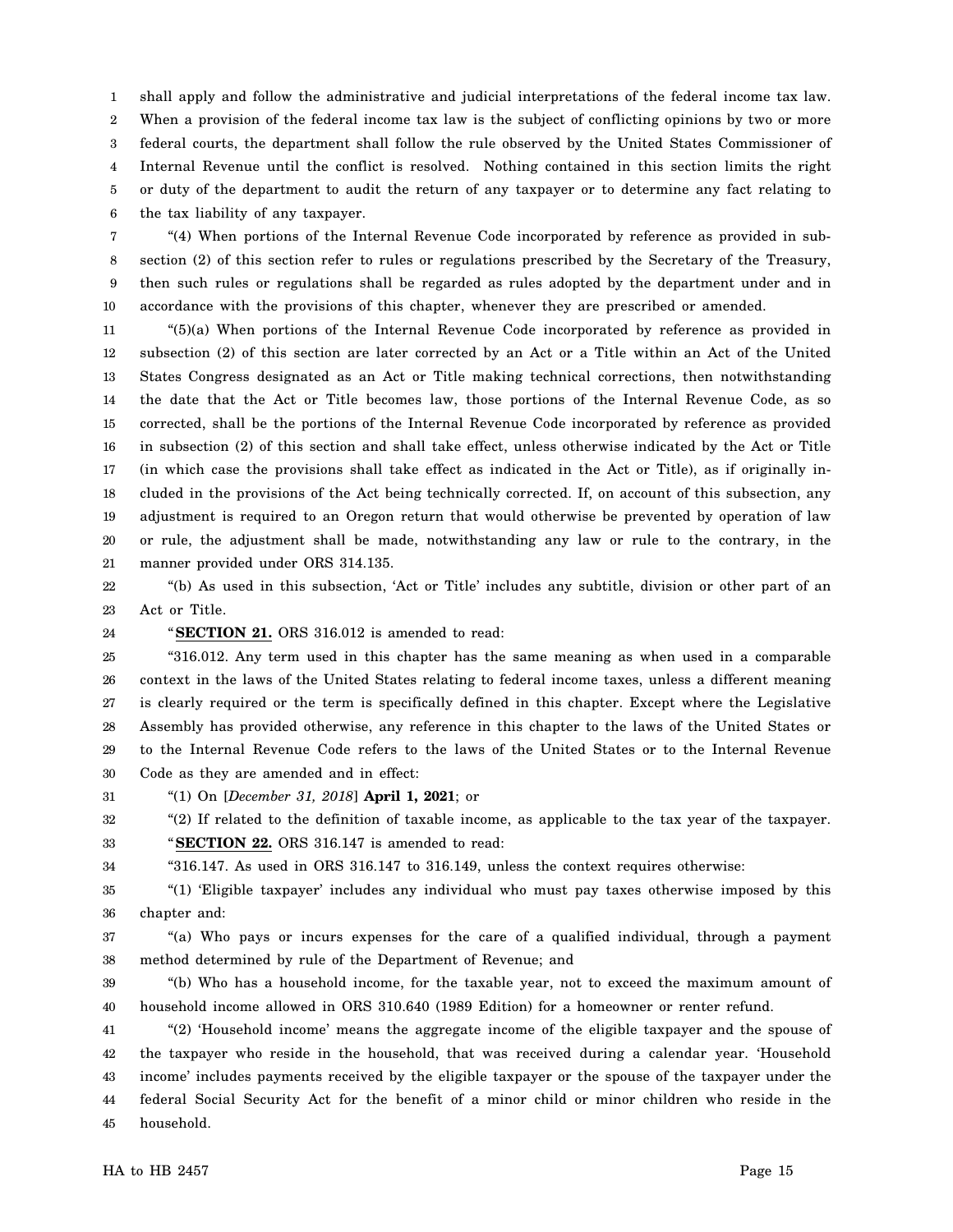shall apply and follow the administrative and judicial interpretations of the federal income tax law. When a provision of the federal income tax law is the subject of conflicting opinions by two or more federal courts, the department shall follow the rule observed by the United States Commissioner of Internal Revenue until the conflict is resolved. Nothing contained in this section limits the right or duty of the department to audit the return of any taxpayer or to determine any fact relating to the tax liability of any taxpayer.

"(4) When portions of the Internal Revenue Code incorporated by reference as provided in subsection (2) of this section refer to rules or regulations prescribed by the Secretary of the Treasury, then such rules or regulations shall be regarded as rules adopted by the department under and in accordance with the provisions of this chapter, whenever they are prescribed or amended.

"(5)(a) When portions of the Internal Revenue Code incorporated by reference as provided in subsection (2) of this section are later corrected by an Act or a Title within an Act of the United States Congress designated as an Act or Title making technical corrections, then notwithstanding the date that the Act or Title becomes law, those portions of the Internal Revenue Code, as so corrected, shall be the portions of the Internal Revenue Code incorporated by reference as provided in subsection (2) of this section and shall take effect, unless otherwise indicated by the Act or Title (in which case the provisions shall take effect as indicated in the Act or Title), as if originally included in the provisions of the Act being technically corrected. If, on account of this subsection, any adjustment is required to an Oregon return that would otherwise be prevented by operation of law or rule, the adjustment shall be made, notwithstanding any law or rule to the contrary, in the manner provided under ORS 314.135.

"(b) As used in this subsection, 'Act or Title' includes any subtitle, division or other part of an Act or Title.

"**SECTION 21.** ORS 316.012 is amended to read:

"316.012. Any term used in this chapter has the same meaning as when used in a comparable context in the laws of the United States relating to federal income taxes, unless a different meaning is clearly required or the term is specifically defined in this chapter. Except where the Legislative Assembly has provided otherwise, any reference in this chapter to the laws of the United States or to the Internal Revenue Code refers to the laws of the United States or to the Internal Revenue Code as they are amended and in effect:

"(1) On [*December 31, 2018*] **April 1, 2021**; or

"(2) If related to the definition of taxable income, as applicable to the tax year of the taxpayer.

"**SECTION 22.** ORS 316.147 is amended to read:

"316.147. As used in ORS 316.147 to 316.149, unless the context requires otherwise:

"(1) 'Eligible taxpayer' includes any individual who must pay taxes otherwise imposed by this chapter and:

"(a) Who pays or incurs expenses for the care of a qualified individual, through a payment method determined by rule of the Department of Revenue; and

"(b) Who has a household income, for the taxable year, not to exceed the maximum amount of household income allowed in ORS 310.640 (1989 Edition) for a homeowner or renter refund.

"(2) 'Household income' means the aggregate income of the eligible taxpayer and the spouse of the taxpayer who reside in the household, that was received during a calendar year. 'Household income' includes payments received by the eligible taxpayer or the spouse of the taxpayer under the federal Social Security Act for the benefit of a minor child or minor children who reside in the household.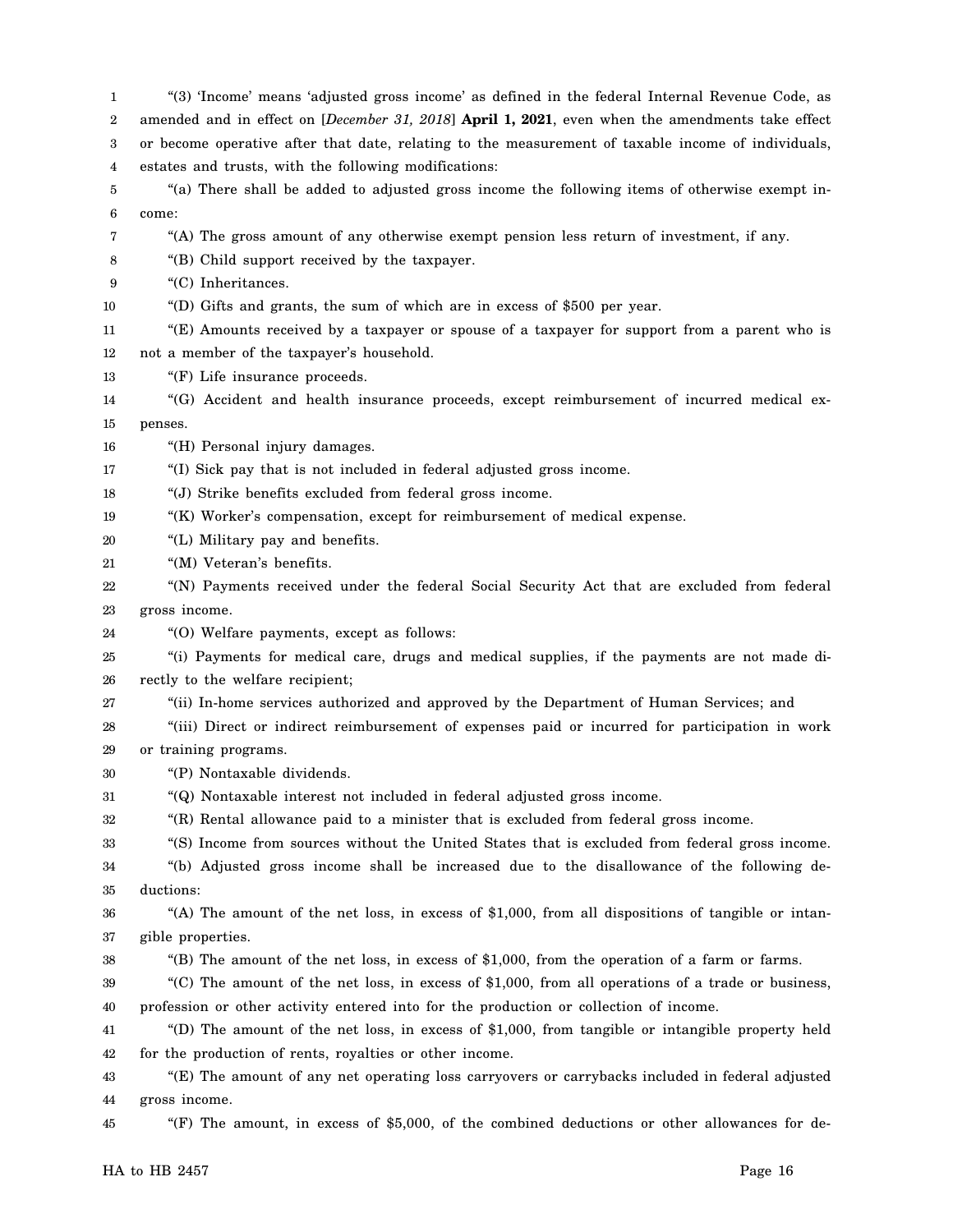"(3) 'Income' means 'adjusted gross income' as defined in the federal Internal Revenue Code, as amended and in effect on [*December 31, 2018*] **April 1, 2021**, even when the amendments take effect or become operative after that date, relating to the measurement of taxable income of individuals, estates and trusts, with the following modifications:

"(a) There shall be added to adjusted gross income the following items of otherwise exempt income:

"(A) The gross amount of any otherwise exempt pension less return of investment, if any.

"(B) Child support received by the taxpayer.

"(C) Inheritances.

"(D) Gifts and grants, the sum of which are in excess of $500 per year.

"(E) Amounts received by a taxpayer or spouse of a taxpayer for support from a parent who is not a member of the taxpayer's household.

"(F) Life insurance proceeds.

"(G) Accident and health insurance proceeds, except reimbursement of incurred medical expenses.

"(H) Personal injury damages.

"(I) Sick pay that is not included in federal adjusted gross income.

"(J) Strike benefits excluded from federal gross income.

"(K) Worker's compensation, except for reimbursement of medical expense.

"(L) Military pay and benefits.

"(M) Veteran's benefits.

"(N) Payments received under the federal Social Security Act that are excluded from federal gross income.

"(O) Welfare payments, except as follows:

"(i) Payments for medical care, drugs and medical supplies, if the payments are not made directly to the welfare recipient;

"(ii) In-home services authorized and approved by the Department of Human Services; and

"(iii) Direct or indirect reimbursement of expenses paid or incurred for participation in work or training programs.

"(P) Nontaxable dividends.

"(Q) Nontaxable interest not included in federal adjusted gross income.

"(R) Rental allowance paid to a minister that is excluded from federal gross income.

"(S) Income from sources without the United States that is excluded from federal gross income.

"(b) Adjusted gross income shall be increased due to the disallowance of the following deductions:

"(A) The amount of the net loss, in excess of $1,000, from all dispositions of tangible or intangible properties.

"(B) The amount of the net loss, in excess of $1,000, from the operation of a farm or farms.

"(C) The amount of the net loss, in excess of $1,000, from all operations of a trade or business, profession or other activity entered into for the production or collection of income.

"(D) The amount of the net loss, in excess of $1,000, from tangible or intangible property held for the production of rents, royalties or other income.

"(E) The amount of any net operating loss carryovers or carrybacks included in federal adjusted gross income.

"(F) The amount, in excess of $5,000, of the combined deductions or other allowances for de-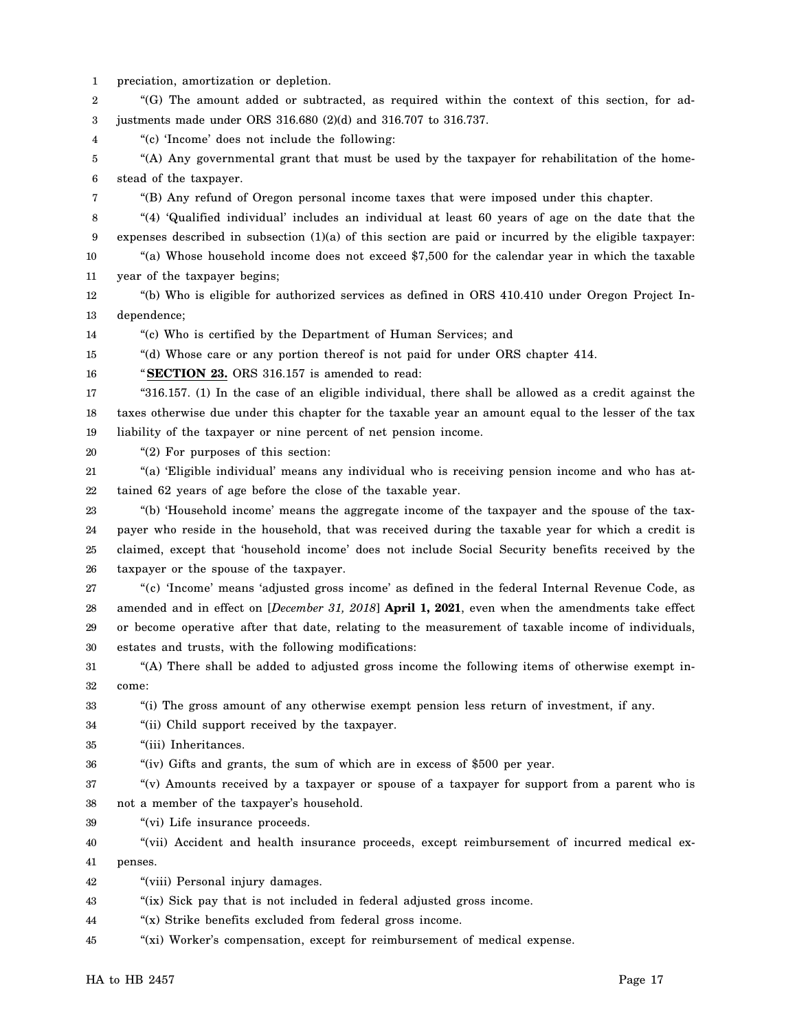preciation, amortization or depletion.

"(G) The amount added or subtracted, as required within the context of this section, for adjustments made under ORS 316.680 (2)(d) and 316.707 to 316.737.

"(c) 'Income' does not include the following:

"(A) Any governmental grant that must be used by the taxpayer for rehabilitation of the homestead of the taxpayer.

"(B) Any refund of Oregon personal income taxes that were imposed under this chapter.

"(4) 'Qualified individual' includes an individual at least 60 years of age on the date that the expenses described in subsection (1)(a) of this section are paid or incurred by the eligible taxpayer:

"(a) Whose household income does not exceed $7,500 for the calendar year in which the taxable year of the taxpayer begins;

"(b) Who is eligible for authorized services as defined in ORS 410.410 under Oregon Project Independence;

"(c) Who is certified by the Department of Human Services; and

"(d) Whose care or any portion thereof is not paid for under ORS chapter 414.

"**SECTION 23.** ORS 316.157 is amended to read:

"316.157. (1) In the case of an eligible individual, there shall be allowed as a credit against the taxes otherwise due under this chapter for the taxable year an amount equal to the lesser of the tax liability of the taxpayer or nine percent of net pension income.

"(2) For purposes of this section:

"(a) 'Eligible individual' means any individual who is receiving pension income and who has attained 62 years of age before the close of the taxable year.

"(b) 'Household income' means the aggregate income of the taxpayer and the spouse of the taxpayer who reside in the household, that was received during the taxable year for which a credit is claimed, except that 'household income' does not include Social Security benefits received by the taxpayer or the spouse of the taxpayer.

"(c) 'Income' means 'adjusted gross income' as defined in the federal Internal Revenue Code, as amended and in effect on [*December 31, 2018*] **April 1, 2021**, even when the amendments take effect or become operative after that date, relating to the measurement of taxable income of individuals, estates and trusts, with the following modifications:

"(A) There shall be added to adjusted gross income the following items of otherwise exempt income:

"(i) The gross amount of any otherwise exempt pension less return of investment, if any.

"(ii) Child support received by the taxpayer.

"(iii) Inheritances.

"(iv) Gifts and grants, the sum of which are in excess of $500 per year.

"(v) Amounts received by a taxpayer or spouse of a taxpayer for support from a parent who is not a member of the taxpayer's household.

"(vi) Life insurance proceeds.

"(vii) Accident and health insurance proceeds, except reimbursement of incurred medical expenses.

"(viii) Personal injury damages.

"(ix) Sick pay that is not included in federal adjusted gross income.

"(x) Strike benefits excluded from federal gross income.

"(xi) Worker's compensation, except for reimbursement of medical expense.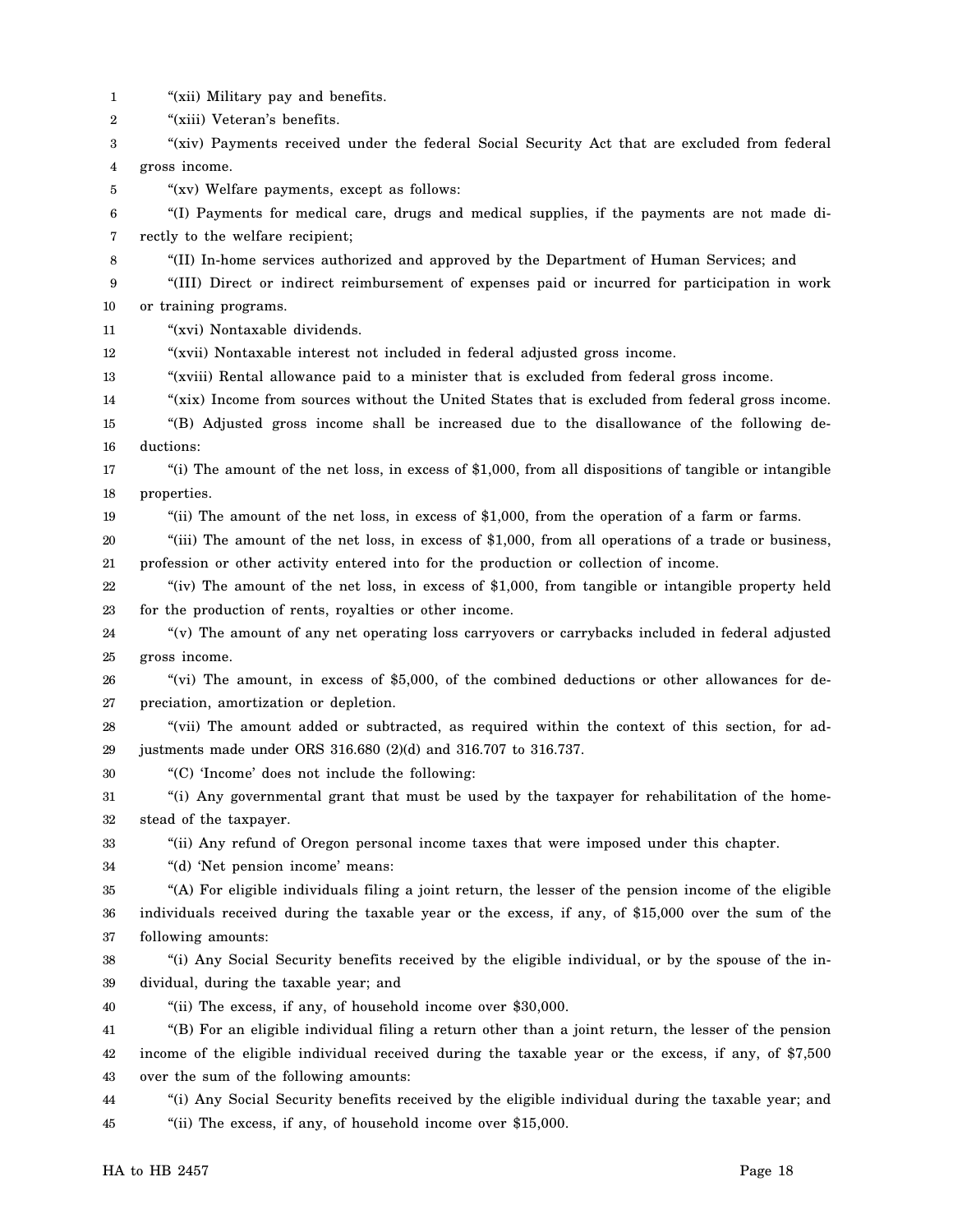"(xii) Military pay and benefits.

"(xiii) Veteran's benefits.

"(xiv) Payments received under the federal Social Security Act that are excluded from federal gross income.

"(xv) Welfare payments, except as follows:

"(I) Payments for medical care, drugs and medical supplies, if the payments are not made directly to the welfare recipient;

"(II) In-home services authorized and approved by the Department of Human Services; and

"(III) Direct or indirect reimbursement of expenses paid or incurred for participation in work or training programs.

"(xvi) Nontaxable dividends.

"(xvii) Nontaxable interest not included in federal adjusted gross income.

"(xviii) Rental allowance paid to a minister that is excluded from federal gross income.

"(xix) Income from sources without the United States that is excluded from federal gross income.

"(B) Adjusted gross income shall be increased due to the disallowance of the following deductions:

"(i) The amount of the net loss, in excess of $1,000, from all dispositions of tangible or intangible properties.

"(ii) The amount of the net loss, in excess of $1,000, from the operation of a farm or farms.

"(iii) The amount of the net loss, in excess of $1,000, from all operations of a trade or business, profession or other activity entered into for the production or collection of income.

"(iv) The amount of the net loss, in excess of $1,000, from tangible or intangible property held for the production of rents, royalties or other income.

"(v) The amount of any net operating loss carryovers or carrybacks included in federal adjusted gross income.

"(vi) The amount, in excess of $5,000, of the combined deductions or other allowances for depreciation, amortization or depletion.

"(vii) The amount added or subtracted, as required within the context of this section, for adjustments made under ORS 316.680 (2)(d) and 316.707 to 316.737.

"(C) 'Income' does not include the following:

"(i) Any governmental grant that must be used by the taxpayer for rehabilitation of the homestead of the taxpayer.

"(ii) Any refund of Oregon personal income taxes that were imposed under this chapter.

"(d) 'Net pension income' means:

"(A) For eligible individuals filing a joint return, the lesser of the pension income of the eligible individuals received during the taxable year or the excess, if any, of $15,000 over the sum of the following amounts:

"(i) Any Social Security benefits received by the eligible individual, or by the spouse of the individual, during the taxable year; and

"(ii) The excess, if any, of household income over $30,000.

"(B) For an eligible individual filing a return other than a joint return, the lesser of the pension income of the eligible individual received during the taxable year or the excess, if any, of $7,500 over the sum of the following amounts:

"(i) Any Social Security benefits received by the eligible individual during the taxable year; and

"(ii) The excess, if any, of household income over $15,000.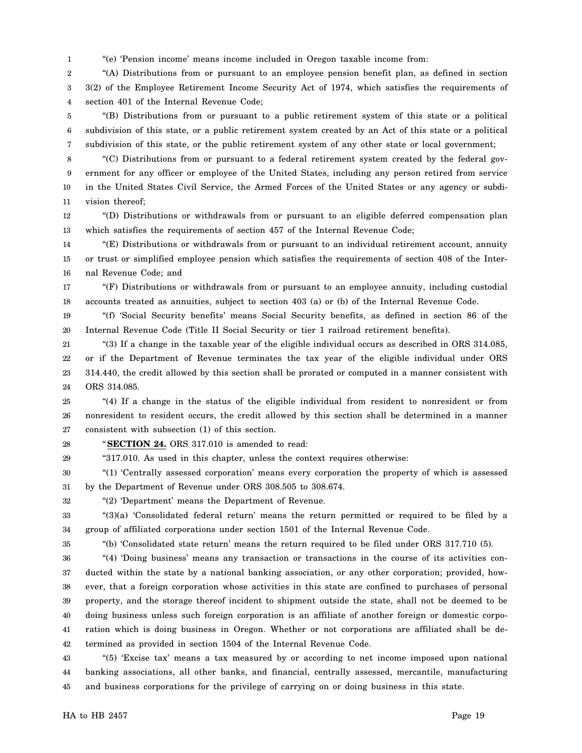"(e) 'Pension income' means income included in Oregon taxable income from:

"(A) Distributions from or pursuant to an employee pension benefit plan, as defined in section 3(2) of the Employee Retirement Income Security Act of 1974, which satisfies the requirements of section 401 of the Internal Revenue Code;

"(B) Distributions from or pursuant to a public retirement system of this state or a political subdivision of this state, or a public retirement system created by an Act of this state or a political subdivision of this state, or the public retirement system of any other state or local government;

"(C) Distributions from or pursuant to a federal retirement system created by the federal government for any officer or employee of the United States, including any person retired from service in the United States Civil Service, the Armed Forces of the United States or any agency or subdivision thereof;

"(D) Distributions or withdrawals from or pursuant to an eligible deferred compensation plan which satisfies the requirements of section 457 of the Internal Revenue Code;

"(E) Distributions or withdrawals from or pursuant to an individual retirement account, annuity or trust or simplified employee pension which satisfies the requirements of section 408 of the Internal Revenue Code; and

"(F) Distributions or withdrawals from or pursuant to an employee annuity, including custodial accounts treated as annuities, subject to section 403 (a) or (b) of the Internal Revenue Code.

"(f) 'Social Security benefits' means Social Security benefits, as defined in section 86 of the Internal Revenue Code (Title II Social Security or tier 1 railroad retirement benefits).

"(3) If a change in the taxable year of the eligible individual occurs as described in ORS 314.085, or if the Department of Revenue terminates the tax year of the eligible individual under ORS 314.440, the credit allowed by this section shall be prorated or computed in a manner consistent with ORS 314.085.

"(4) If a change in the status of the eligible individual from resident to nonresident or from nonresident to resident occurs, the credit allowed by this section shall be determined in a manner consistent with subsection (1) of this section.

"**SECTION 24.** ORS 317.010 is amended to read:

"317.010. As used in this chapter, unless the context requires otherwise:

"(1) 'Centrally assessed corporation' means every corporation the property of which is assessed by the Department of Revenue under ORS 308.505 to 308.674.

"(2) 'Department' means the Department of Revenue.

"(3)(a) 'Consolidated federal return' means the return permitted or required to be filed by a group of affiliated corporations under section 1501 of the Internal Revenue Code.

"(b) 'Consolidated state return' means the return required to be filed under ORS 317.710 (5).

"(4) 'Doing business' means any transaction or transactions in the course of its activities conducted within the state by a national banking association, or any other corporation; provided, however, that a foreign corporation whose activities in this state are confined to purchases of personal property, and the storage thereof incident to shipment outside the state, shall not be deemed to be doing business unless such foreign corporation is an affiliate of another foreign or domestic corporation which is doing business in Oregon. Whether or not corporations are affiliated shall be determined as provided in section 1504 of the Internal Revenue Code.

"(5) 'Excise tax' means a tax measured by or according to net income imposed upon national banking associations, all other banks, and financial, centrally assessed, mercantile, manufacturing and business corporations for the privilege of carrying on or doing business in this state.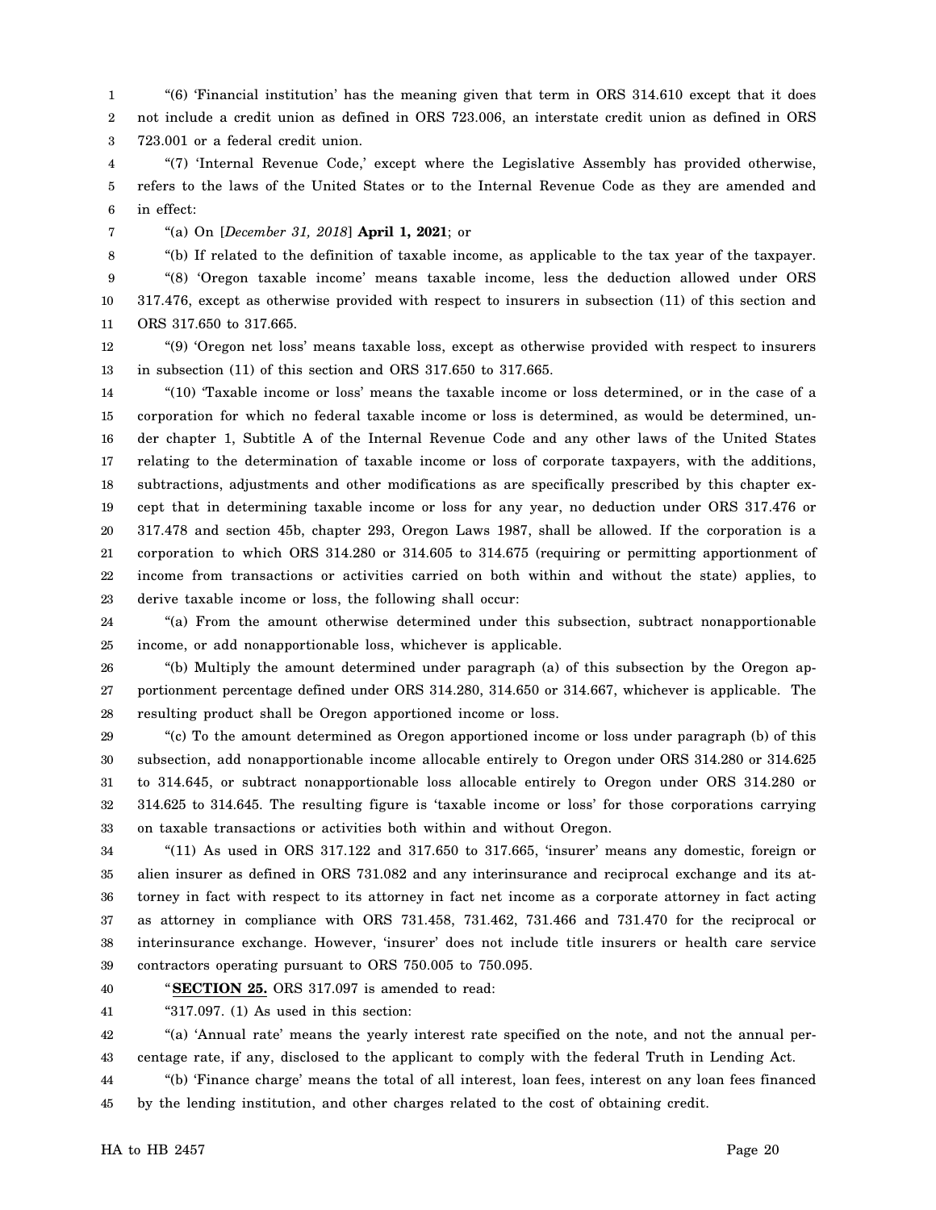"(6) 'Financial institution' has the meaning given that term in ORS 314.610 except that it does not include a credit union as defined in ORS 723.006, an interstate credit union as defined in ORS 723.001 or a federal credit union.

"(7) 'Internal Revenue Code,' except where the Legislative Assembly has provided otherwise, refers to the laws of the United States or to the Internal Revenue Code as they are amended and in effect:

"(a) On [*December 31, 2018*] **April 1, 2021**; or

"(b) If related to the definition of taxable income, as applicable to the tax year of the taxpayer.

"(8) 'Oregon taxable income' means taxable income, less the deduction allowed under ORS 317.476, except as otherwise provided with respect to insurers in subsection (11) of this section and ORS 317.650 to 317.665.

"(9) 'Oregon net loss' means taxable loss, except as otherwise provided with respect to insurers in subsection (11) of this section and ORS 317.650 to 317.665.

"(10) 'Taxable income or loss' means the taxable income or loss determined, or in the case of a corporation for which no federal taxable income or loss is determined, as would be determined, under chapter 1, Subtitle A of the Internal Revenue Code and any other laws of the United States relating to the determination of taxable income or loss of corporate taxpayers, with the additions, subtractions, adjustments and other modifications as are specifically prescribed by this chapter except that in determining taxable income or loss for any year, no deduction under ORS 317.476 or 317.478 and section 45b, chapter 293, Oregon Laws 1987, shall be allowed. If the corporation is a corporation to which ORS 314.280 or 314.605 to 314.675 (requiring or permitting apportionment of income from transactions or activities carried on both within and without the state) applies, to derive taxable income or loss, the following shall occur:

"(a) From the amount otherwise determined under this subsection, subtract nonapportionable income, or add nonapportionable loss, whichever is applicable.

"(b) Multiply the amount determined under paragraph (a) of this subsection by the Oregon apportionment percentage defined under ORS 314.280, 314.650 or 314.667, whichever is applicable. The resulting product shall be Oregon apportioned income or loss.

"(c) To the amount determined as Oregon apportioned income or loss under paragraph (b) of this subsection, add nonapportionable income allocable entirely to Oregon under ORS 314.280 or 314.625 to 314.645, or subtract nonapportionable loss allocable entirely to Oregon under ORS 314.280 or 314.625 to 314.645. The resulting figure is 'taxable income or loss' for those corporations carrying on taxable transactions or activities both within and without Oregon.

"(11) As used in ORS 317.122 and 317.650 to 317.665, 'insurer' means any domestic, foreign or alien insurer as defined in ORS 731.082 and any interinsurance and reciprocal exchange and its attorney in fact with respect to its attorney in fact net income as a corporate attorney in fact acting as attorney in compliance with ORS 731.458, 731.462, 731.466 and 731.470 for the reciprocal or interinsurance exchange. However, 'insurer' does not include title insurers or health care service contractors operating pursuant to ORS 750.005 to 750.095.

"**SECTION 25.** ORS 317.097 is amended to read:

"317.097. (1) As used in this section:

"(a) 'Annual rate' means the yearly interest rate specified on the note, and not the annual percentage rate, if any, disclosed to the applicant to comply with the federal Truth in Lending Act.

"(b) 'Finance charge' means the total of all interest, loan fees, interest on any loan fees financed by the lending institution, and other charges related to the cost of obtaining credit.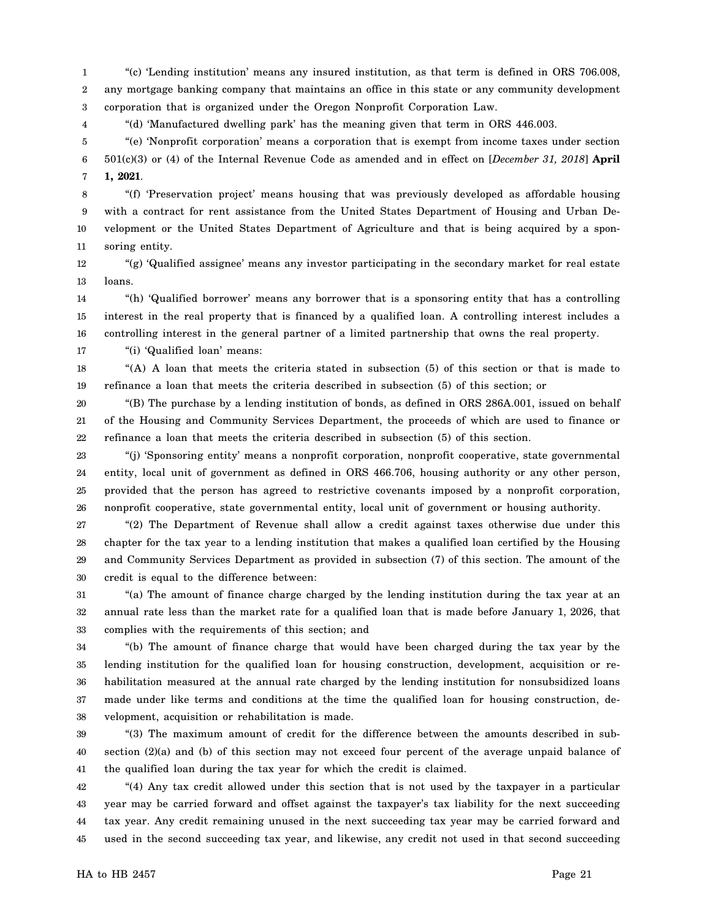"(c) 'Lending institution' means any insured institution, as that term is defined in ORS 706.008, any mortgage banking company that maintains an office in this state or any community development corporation that is organized under the Oregon Nonprofit Corporation Law.

"(d) 'Manufactured dwelling park' has the meaning given that term in ORS 446.003.

"(e) 'Nonprofit corporation' means a corporation that is exempt from income taxes under section 501(c)(3) or (4) of the Internal Revenue Code as amended and in effect on [*December 31, 2018*] **April 1, 2021**.

"(f) 'Preservation project' means housing that was previously developed as affordable housing with a contract for rent assistance from the United States Department of Housing and Urban Development or the United States Department of Agriculture and that is being acquired by a sponsoring entity.

"(g) 'Qualified assignee' means any investor participating in the secondary market for real estate loans.

"(h) 'Qualified borrower' means any borrower that is a sponsoring entity that has a controlling interest in the real property that is financed by a qualified loan. A controlling interest includes a controlling interest in the general partner of a limited partnership that owns the real property.

"(i) 'Qualified loan' means:

"(A) A loan that meets the criteria stated in subsection (5) of this section or that is made to refinance a loan that meets the criteria described in subsection (5) of this section; or

"(B) The purchase by a lending institution of bonds, as defined in ORS 286A.001, issued on behalf of the Housing and Community Services Department, the proceeds of which are used to finance or refinance a loan that meets the criteria described in subsection (5) of this section.

"(j) 'Sponsoring entity' means a nonprofit corporation, nonprofit cooperative, state governmental entity, local unit of government as defined in ORS 466.706, housing authority or any other person, provided that the person has agreed to restrictive covenants imposed by a nonprofit corporation, nonprofit cooperative, state governmental entity, local unit of government or housing authority.

"(2) The Department of Revenue shall allow a credit against taxes otherwise due under this chapter for the tax year to a lending institution that makes a qualified loan certified by the Housing and Community Services Department as provided in subsection (7) of this section. The amount of the credit is equal to the difference between:

"(a) The amount of finance charge charged by the lending institution during the tax year at an annual rate less than the market rate for a qualified loan that is made before January 1, 2026, that complies with the requirements of this section; and

"(b) The amount of finance charge that would have been charged during the tax year by the lending institution for the qualified loan for housing construction, development, acquisition or rehabilitation measured at the annual rate charged by the lending institution for nonsubsidized loans made under like terms and conditions at the time the qualified loan for housing construction, development, acquisition or rehabilitation is made.

"(3) The maximum amount of credit for the difference between the amounts described in subsection (2)(a) and (b) of this section may not exceed four percent of the average unpaid balance of the qualified loan during the tax year for which the credit is claimed.

"(4) Any tax credit allowed under this section that is not used by the taxpayer in a particular year may be carried forward and offset against the taxpayer's tax liability for the next succeeding tax year. Any credit remaining unused in the next succeeding tax year may be carried forward and used in the second succeeding tax year, and likewise, any credit not used in that second succeeding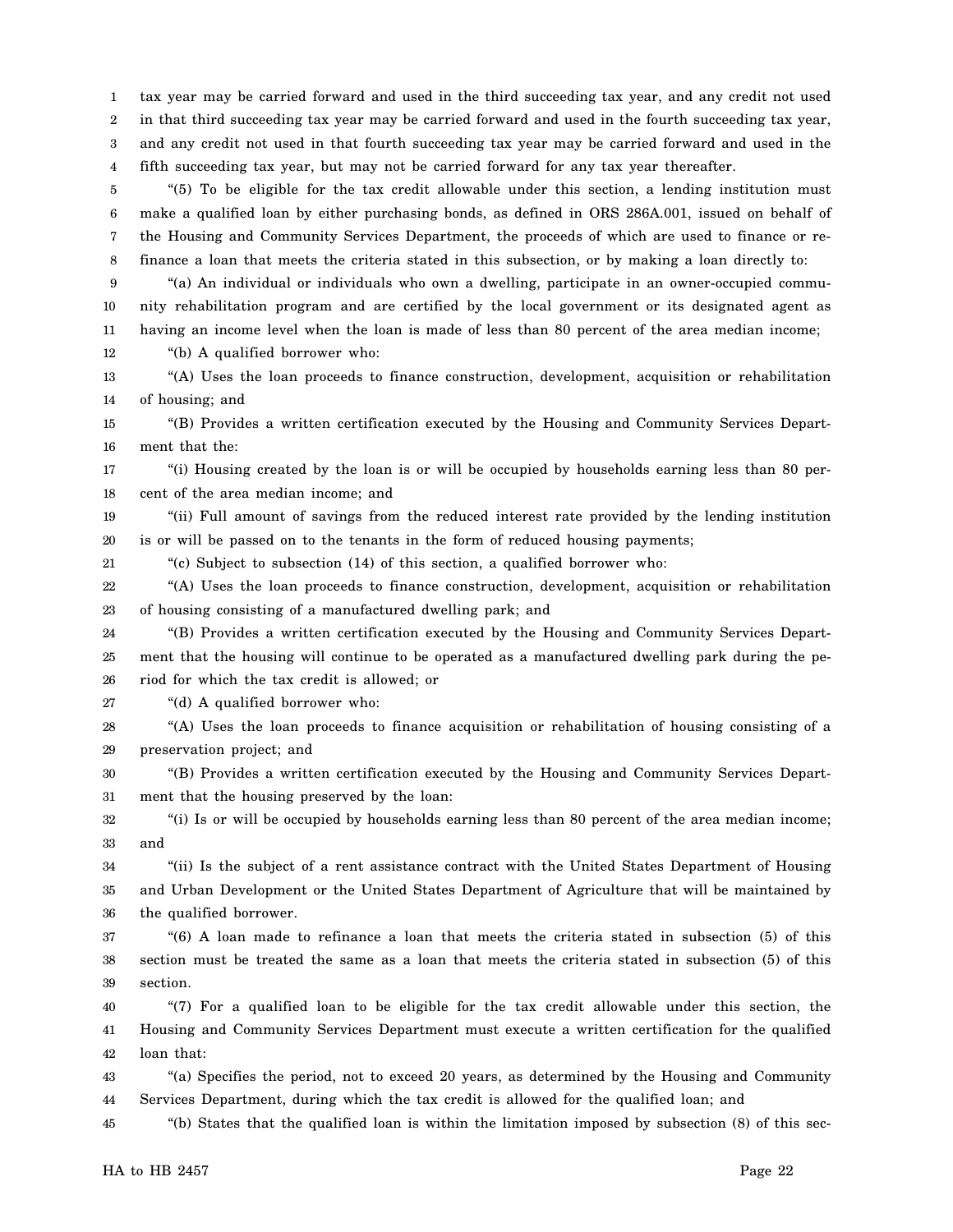tax year may be carried forward and used in the third succeeding tax year, and any credit not used in that third succeeding tax year may be carried forward and used in the fourth succeeding tax year, and any credit not used in that fourth succeeding tax year may be carried forward and used in the fifth succeeding tax year, but may not be carried forward for any tax year thereafter.

"(5) To be eligible for the tax credit allowable under this section, a lending institution must make a qualified loan by either purchasing bonds, as defined in ORS 286A.001, issued on behalf of the Housing and Community Services Department, the proceeds of which are used to finance or refinance a loan that meets the criteria stated in this subsection, or by making a loan directly to:

"(a) An individual or individuals who own a dwelling, participate in an owner-occupied community rehabilitation program and are certified by the local government or its designated agent as having an income level when the loan is made of less than 80 percent of the area median income;

"(b) A qualified borrower who:

"(A) Uses the loan proceeds to finance construction, development, acquisition or rehabilitation of housing; and

"(B) Provides a written certification executed by the Housing and Community Services Department that the:

"(i) Housing created by the loan is or will be occupied by households earning less than 80 percent of the area median income; and

"(ii) Full amount of savings from the reduced interest rate provided by the lending institution is or will be passed on to the tenants in the form of reduced housing payments;

"(c) Subject to subsection (14) of this section, a qualified borrower who:

"(A) Uses the loan proceeds to finance construction, development, acquisition or rehabilitation of housing consisting of a manufactured dwelling park; and

"(B) Provides a written certification executed by the Housing and Community Services Department that the housing will continue to be operated as a manufactured dwelling park during the period for which the tax credit is allowed; or

"(d) A qualified borrower who:

"(A) Uses the loan proceeds to finance acquisition or rehabilitation of housing consisting of a preservation project; and

"(B) Provides a written certification executed by the Housing and Community Services Department that the housing preserved by the loan:

"(i) Is or will be occupied by households earning less than 80 percent of the area median income; and

"(ii) Is the subject of a rent assistance contract with the United States Department of Housing and Urban Development or the United States Department of Agriculture that will be maintained by the qualified borrower.

"(6) A loan made to refinance a loan that meets the criteria stated in subsection (5) of this section must be treated the same as a loan that meets the criteria stated in subsection (5) of this section.

"(7) For a qualified loan to be eligible for the tax credit allowable under this section, the Housing and Community Services Department must execute a written certification for the qualified loan that:

"(a) Specifies the period, not to exceed 20 years, as determined by the Housing and Community Services Department, during which the tax credit is allowed for the qualified loan; and

"(b) States that the qualified loan is within the limitation imposed by subsection (8) of this sec-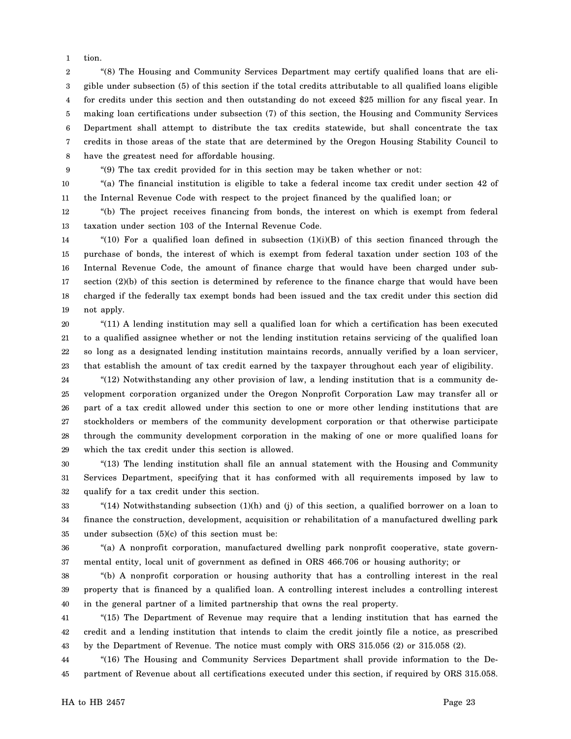tion.

"(8) The Housing and Community Services Department may certify qualified loans that are eligible under subsection (5) of this section if the total credits attributable to all qualified loans eligible for credits under this section and then outstanding do not exceed $25 million for any fiscal year. In making loan certifications under subsection (7) of this section, the Housing and Community Services Department shall attempt to distribute the tax credits statewide, but shall concentrate the tax credits in those areas of the state that are determined by the Oregon Housing Stability Council to have the greatest need for affordable housing.

"(9) The tax credit provided for in this section may be taken whether or not:

"(a) The financial institution is eligible to take a federal income tax credit under section 42 of the Internal Revenue Code with respect to the project financed by the qualified loan; or

"(b) The project receives financing from bonds, the interest on which is exempt from federal taxation under section 103 of the Internal Revenue Code.

"(10) For a qualified loan defined in subsection (1)(i)(B) of this section financed through the purchase of bonds, the interest of which is exempt from federal taxation under section 103 of the Internal Revenue Code, the amount of finance charge that would have been charged under subsection (2)(b) of this section is determined by reference to the finance charge that would have been charged if the federally tax exempt bonds had been issued and the tax credit under this section did not apply.

"(11) A lending institution may sell a qualified loan for which a certification has been executed to a qualified assignee whether or not the lending institution retains servicing of the qualified loan so long as a designated lending institution maintains records, annually verified by a loan servicer, that establish the amount of tax credit earned by the taxpayer throughout each year of eligibility.

"(12) Notwithstanding any other provision of law, a lending institution that is a community development corporation organized under the Oregon Nonprofit Corporation Law may transfer all or part of a tax credit allowed under this section to one or more other lending institutions that are stockholders or members of the community development corporation or that otherwise participate through the community development corporation in the making of one or more qualified loans for which the tax credit under this section is allowed.

"(13) The lending institution shall file an annual statement with the Housing and Community Services Department, specifying that it has conformed with all requirements imposed by law to qualify for a tax credit under this section.

"(14) Notwithstanding subsection (1)(h) and (j) of this section, a qualified borrower on a loan to finance the construction, development, acquisition or rehabilitation of a manufactured dwelling park under subsection (5)(c) of this section must be:

"(a) A nonprofit corporation, manufactured dwelling park nonprofit cooperative, state governmental entity, local unit of government as defined in ORS 466.706 or housing authority; or

"(b) A nonprofit corporation or housing authority that has a controlling interest in the real property that is financed by a qualified loan. A controlling interest includes a controlling interest in the general partner of a limited partnership that owns the real property.

"(15) The Department of Revenue may require that a lending institution that has earned the credit and a lending institution that intends to claim the credit jointly file a notice, as prescribed by the Department of Revenue. The notice must comply with ORS 315.056 (2) or 315.058 (2).

"(16) The Housing and Community Services Department shall provide information to the Department of Revenue about all certifications executed under this section, if required by ORS 315.058.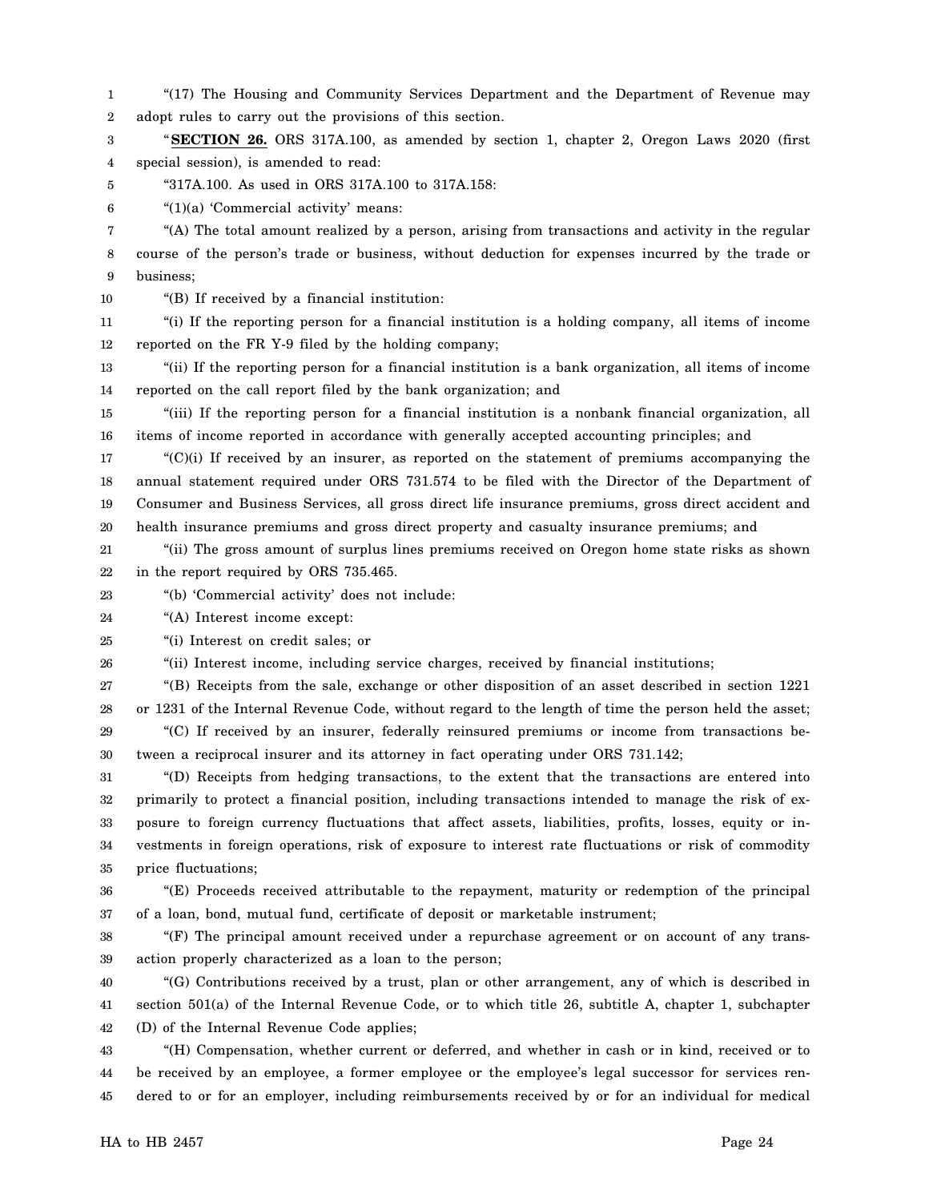"(17) The Housing and Community Services Department and the Department of Revenue may adopt rules to carry out the provisions of this section.

"**SECTION 26.** ORS 317A.100, as amended by section 1, chapter 2, Oregon Laws 2020 (first special session), is amended to read:

"317A.100. As used in ORS 317A.100 to 317A.158:

"(1)(a) 'Commercial activity' means:

"(A) The total amount realized by a person, arising from transactions and activity in the regular course of the person's trade or business, without deduction for expenses incurred by the trade or business;

"(B) If received by a financial institution:

"(i) If the reporting person for a financial institution is a holding company, all items of income reported on the FR Y-9 filed by the holding company;

"(ii) If the reporting person for a financial institution is a bank organization, all items of income reported on the call report filed by the bank organization; and

"(iii) If the reporting person for a financial institution is a nonbank financial organization, all items of income reported in accordance with generally accepted accounting principles; and

"(C)(i) If received by an insurer, as reported on the statement of premiums accompanying the annual statement required under ORS 731.574 to be filed with the Director of the Department of Consumer and Business Services, all gross direct life insurance premiums, gross direct accident and health insurance premiums and gross direct property and casualty insurance premiums; and

"(ii) The gross amount of surplus lines premiums received on Oregon home state risks as shown in the report required by ORS 735.465.

"(b) 'Commercial activity' does not include:

"(A) Interest income except:

"(i) Interest on credit sales; or

"(ii) Interest income, including service charges, received by financial institutions;

"(B) Receipts from the sale, exchange or other disposition of an asset described in section 1221 or 1231 of the Internal Revenue Code, without regard to the length of time the person held the asset;

"(C) If received by an insurer, federally reinsured premiums or income from transactions between a reciprocal insurer and its attorney in fact operating under ORS 731.142;

"(D) Receipts from hedging transactions, to the extent that the transactions are entered into primarily to protect a financial position, including transactions intended to manage the risk of exposure to foreign currency fluctuations that affect assets, liabilities, profits, losses, equity or investments in foreign operations, risk of exposure to interest rate fluctuations or risk of commodity price fluctuations;

"(E) Proceeds received attributable to the repayment, maturity or redemption of the principal of a loan, bond, mutual fund, certificate of deposit or marketable instrument;

"(F) The principal amount received under a repurchase agreement or on account of any transaction properly characterized as a loan to the person;

"(G) Contributions received by a trust, plan or other arrangement, any of which is described in section 501(a) of the Internal Revenue Code, or to which title 26, subtitle A, chapter 1, subchapter (D) of the Internal Revenue Code applies;

"(H) Compensation, whether current or deferred, and whether in cash or in kind, received or to be received by an employee, a former employee or the employee's legal successor for services rendered to or for an employer, including reimbursements received by or for an individual for medical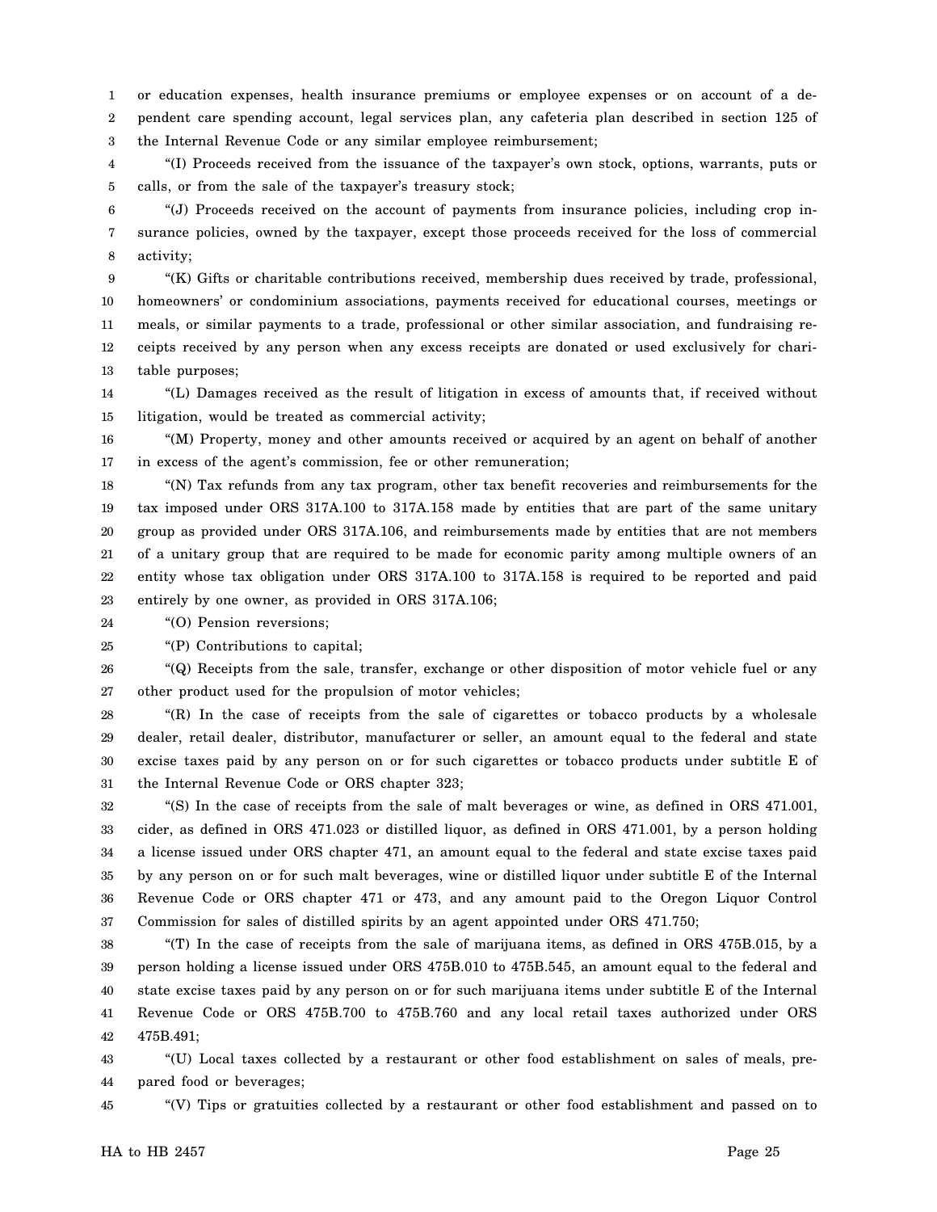or education expenses, health insurance premiums or employee expenses or on account of a dependent care spending account, legal services plan, any cafeteria plan described in section 125 of the Internal Revenue Code or any similar employee reimbursement;

"(I) Proceeds received from the issuance of the taxpayer's own stock, options, warrants, puts or calls, or from the sale of the taxpayer's treasury stock;

"(J) Proceeds received on the account of payments from insurance policies, including crop insurance policies, owned by the taxpayer, except those proceeds received for the loss of commercial activity;

"(K) Gifts or charitable contributions received, membership dues received by trade, professional, homeowners' or condominium associations, payments received for educational courses, meetings or meals, or similar payments to a trade, professional or other similar association, and fundraising receipts received by any person when any excess receipts are donated or used exclusively for charitable purposes;

"(L) Damages received as the result of litigation in excess of amounts that, if received without litigation, would be treated as commercial activity;

"(M) Property, money and other amounts received or acquired by an agent on behalf of another in excess of the agent's commission, fee or other remuneration;

"(N) Tax refunds from any tax program, other tax benefit recoveries and reimbursements for the tax imposed under ORS 317A.100 to 317A.158 made by entities that are part of the same unitary group as provided under ORS 317A.106, and reimbursements made by entities that are not members of a unitary group that are required to be made for economic parity among multiple owners of an entity whose tax obligation under ORS 317A.100 to 317A.158 is required to be reported and paid entirely by one owner, as provided in ORS 317A.106;

"(O) Pension reversions;

"(P) Contributions to capital;

"(Q) Receipts from the sale, transfer, exchange or other disposition of motor vehicle fuel or any other product used for the propulsion of motor vehicles;

"(R) In the case of receipts from the sale of cigarettes or tobacco products by a wholesale dealer, retail dealer, distributor, manufacturer or seller, an amount equal to the federal and state excise taxes paid by any person on or for such cigarettes or tobacco products under subtitle E of the Internal Revenue Code or ORS chapter 323;

"(S) In the case of receipts from the sale of malt beverages or wine, as defined in ORS 471.001, cider, as defined in ORS 471.023 or distilled liquor, as defined in ORS 471.001, by a person holding a license issued under ORS chapter 471, an amount equal to the federal and state excise taxes paid by any person on or for such malt beverages, wine or distilled liquor under subtitle E of the Internal Revenue Code or ORS chapter 471 or 473, and any amount paid to the Oregon Liquor Control Commission for sales of distilled spirits by an agent appointed under ORS 471.750;

"(T) In the case of receipts from the sale of marijuana items, as defined in ORS 475B.015, by a person holding a license issued under ORS 475B.010 to 475B.545, an amount equal to the federal and state excise taxes paid by any person on or for such marijuana items under subtitle E of the Internal Revenue Code or ORS 475B.700 to 475B.760 and any local retail taxes authorized under ORS 475B.491;

"(U) Local taxes collected by a restaurant or other food establishment on sales of meals, prepared food or beverages;

"(V) Tips or gratuities collected by a restaurant or other food establishment and passed on to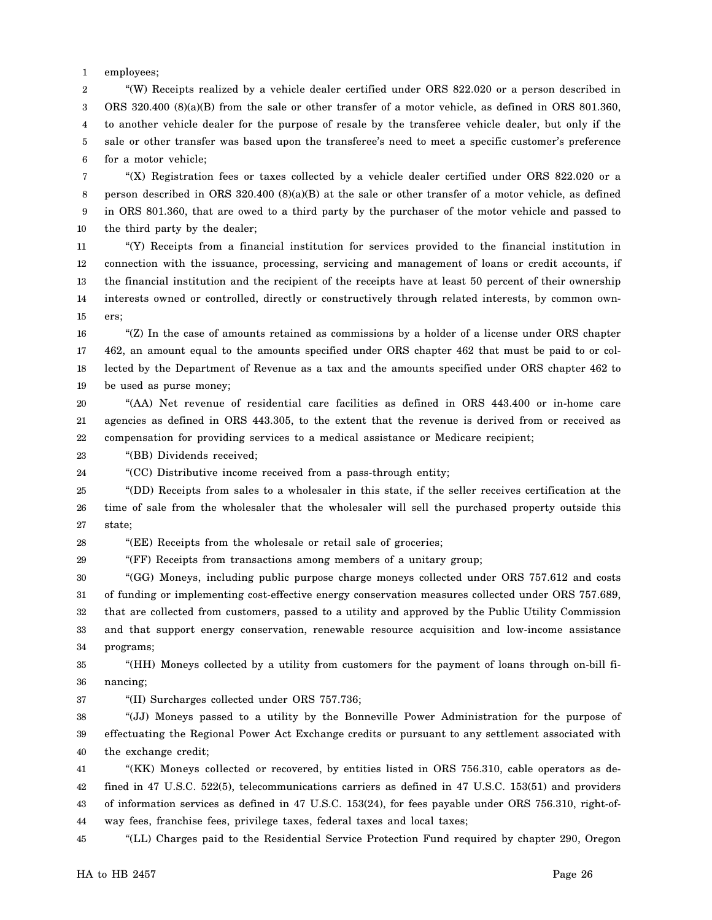employees;

"(W) Receipts realized by a vehicle dealer certified under ORS 822.020 or a person described in ORS 320.400 (8)(a)(B) from the sale or other transfer of a motor vehicle, as defined in ORS 801.360, to another vehicle dealer for the purpose of resale by the transferee vehicle dealer, but only if the sale or other transfer was based upon the transferee's need to meet a specific customer's preference for a motor vehicle;

"(X) Registration fees or taxes collected by a vehicle dealer certified under ORS 822.020 or a person described in ORS 320.400 (8)(a)(B) at the sale or other transfer of a motor vehicle, as defined in ORS 801.360, that are owed to a third party by the purchaser of the motor vehicle and passed to the third party by the dealer;

"(Y) Receipts from a financial institution for services provided to the financial institution in connection with the issuance, processing, servicing and management of loans or credit accounts, if the financial institution and the recipient of the receipts have at least 50 percent of their ownership interests owned or controlled, directly or constructively through related interests, by common owners;

"(Z) In the case of amounts retained as commissions by a holder of a license under ORS chapter 462, an amount equal to the amounts specified under ORS chapter 462 that must be paid to or collected by the Department of Revenue as a tax and the amounts specified under ORS chapter 462 to be used as purse money;

"(AA) Net revenue of residential care facilities as defined in ORS 443.400 or in-home care agencies as defined in ORS 443.305, to the extent that the revenue is derived from or received as compensation for providing services to a medical assistance or Medicare recipient;

"(BB) Dividends received;

"(CC) Distributive income received from a pass-through entity;

"(DD) Receipts from sales to a wholesaler in this state, if the seller receives certification at the time of sale from the wholesaler that the wholesaler will sell the purchased property outside this state;

"(EE) Receipts from the wholesale or retail sale of groceries;

"(FF) Receipts from transactions among members of a unitary group;

"(GG) Moneys, including public purpose charge moneys collected under ORS 757.612 and costs of funding or implementing cost-effective energy conservation measures collected under ORS 757.689, that are collected from customers, passed to a utility and approved by the Public Utility Commission and that support energy conservation, renewable resource acquisition and low-income assistance programs;

"(HH) Moneys collected by a utility from customers for the payment of loans through on-bill financing;

"(II) Surcharges collected under ORS 757.736;

"(JJ) Moneys passed to a utility by the Bonneville Power Administration for the purpose of effectuating the Regional Power Act Exchange credits or pursuant to any settlement associated with the exchange credit;

"(KK) Moneys collected or recovered, by entities listed in ORS 756.310, cable operators as defined in 47 U.S.C. 522(5), telecommunications carriers as defined in 47 U.S.C. 153(51) and providers of information services as defined in 47 U.S.C. 153(24), for fees payable under ORS 756.310, right-of-way fees, franchise fees, privilege taxes, federal taxes and local taxes;

"(LL) Charges paid to the Residential Service Protection Fund required by chapter 290, Oregon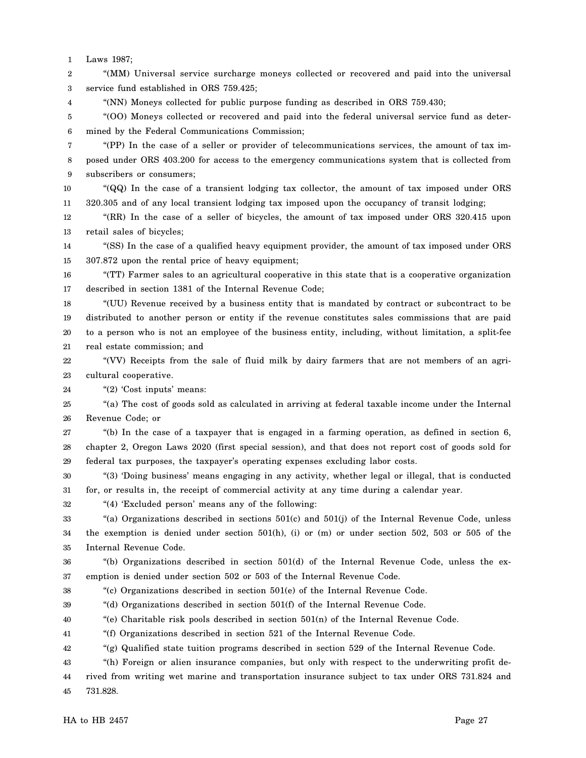Laws 1987;

"(MM) Universal service surcharge moneys collected or recovered and paid into the universal service fund established in ORS 759.425;

"(NN) Moneys collected for public purpose funding as described in ORS 759.430;

"(OO) Moneys collected or recovered and paid into the federal universal service fund as determined by the Federal Communications Commission;

"(PP) In the case of a seller or provider of telecommunications services, the amount of tax imposed under ORS 403.200 for access to the emergency communications system that is collected from subscribers or consumers;

"(QQ) In the case of a transient lodging tax collector, the amount of tax imposed under ORS 320.305 and of any local transient lodging tax imposed upon the occupancy of transit lodging;

"(RR) In the case of a seller of bicycles, the amount of tax imposed under ORS 320.415 upon retail sales of bicycles;

"(SS) In the case of a qualified heavy equipment provider, the amount of tax imposed under ORS 307.872 upon the rental price of heavy equipment;

"(TT) Farmer sales to an agricultural cooperative in this state that is a cooperative organization described in section 1381 of the Internal Revenue Code;

"(UU) Revenue received by a business entity that is mandated by contract or subcontract to be distributed to another person or entity if the revenue constitutes sales commissions that are paid to a person who is not an employee of the business entity, including, without limitation, a split-fee real estate commission; and

"(VV) Receipts from the sale of fluid milk by dairy farmers that are not members of an agricultural cooperative.

"(2) 'Cost inputs' means:

"(a) The cost of goods sold as calculated in arriving at federal taxable income under the Internal Revenue Code; or

"(b) In the case of a taxpayer that is engaged in a farming operation, as defined in section 6, chapter 2, Oregon Laws 2020 (first special session), and that does not report cost of goods sold for federal tax purposes, the taxpayer's operating expenses excluding labor costs.

"(3) 'Doing business' means engaging in any activity, whether legal or illegal, that is conducted for, or results in, the receipt of commercial activity at any time during a calendar year.

"(4) 'Excluded person' means any of the following:

"(a) Organizations described in sections 501(c) and 501(j) of the Internal Revenue Code, unless the exemption is denied under section 501(h), (i) or (m) or under section 502, 503 or 505 of the Internal Revenue Code.

"(b) Organizations described in section 501(d) of the Internal Revenue Code, unless the exemption is denied under section 502 or 503 of the Internal Revenue Code.

"(c) Organizations described in section 501(e) of the Internal Revenue Code.

"(d) Organizations described in section 501(f) of the Internal Revenue Code.

"(e) Charitable risk pools described in section 501(n) of the Internal Revenue Code.

"(f) Organizations described in section 521 of the Internal Revenue Code.

"(g) Qualified state tuition programs described in section 529 of the Internal Revenue Code.

"(h) Foreign or alien insurance companies, but only with respect to the underwriting profit derived from writing wet marine and transportation insurance subject to tax under ORS 731.824 and 731.828.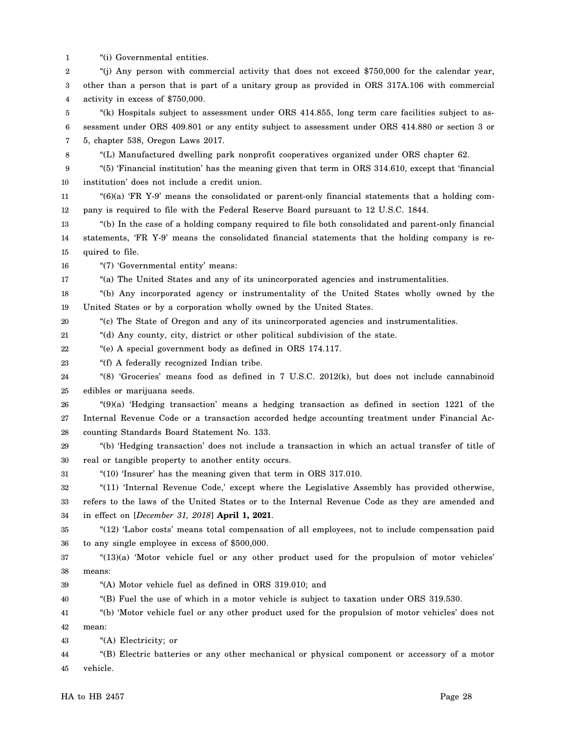"(i) Governmental entities.

"(j) Any person with commercial activity that does not exceed $750,000 for the calendar year, other than a person that is part of a unitary group as provided in ORS 317A.106 with commercial activity in excess of $750,000.

"(k) Hospitals subject to assessment under ORS 414.855, long term care facilities subject to assessment under ORS 409.801 or any entity subject to assessment under ORS 414.880 or section 3 or 5, chapter 538, Oregon Laws 2017.

"(L) Manufactured dwelling park nonprofit cooperatives organized under ORS chapter 62.

"(5) 'Financial institution' has the meaning given that term in ORS 314.610, except that 'financial institution' does not include a credit union.

"(6)(a) 'FR Y-9' means the consolidated or parent-only financial statements that a holding company is required to file with the Federal Reserve Board pursuant to 12 U.S.C. 1844.

"(b) In the case of a holding company required to file both consolidated and parent-only financial statements, 'FR Y-9' means the consolidated financial statements that the holding company is required to file.

"(7) 'Governmental entity' means:

"(a) The United States and any of its unincorporated agencies and instrumentalities.

"(b) Any incorporated agency or instrumentality of the United States wholly owned by the United States or by a corporation wholly owned by the United States.

"(c) The State of Oregon and any of its unincorporated agencies and instrumentalities.

"(d) Any county, city, district or other political subdivision of the state.

"(e) A special government body as defined in ORS 174.117.

"(f) A federally recognized Indian tribe.

"(8) 'Groceries' means food as defined in 7 U.S.C. 2012(k), but does not include cannabinoid edibles or marijuana seeds.

"(9)(a) 'Hedging transaction' means a hedging transaction as defined in section 1221 of the Internal Revenue Code or a transaction accorded hedge accounting treatment under Financial Accounting Standards Board Statement No. 133.

"(b) 'Hedging transaction' does not include a transaction in which an actual transfer of title of real or tangible property to another entity occurs.

"(10) 'Insurer' has the meaning given that term in ORS 317.010.

"(11) 'Internal Revenue Code,' except where the Legislative Assembly has provided otherwise, refers to the laws of the United States or to the Internal Revenue Code as they are amended and in effect on [*December 31, 2018*] **April 1, 2021**.

"(12) 'Labor costs' means total compensation of all employees, not to include compensation paid to any single employee in excess of $500,000.

"(13)(a) 'Motor vehicle fuel or any other product used for the propulsion of motor vehicles' means:

"(A) Motor vehicle fuel as defined in ORS 319.010; and

"(B) Fuel the use of which in a motor vehicle is subject to taxation under ORS 319.530.

"(b) 'Motor vehicle fuel or any other product used for the propulsion of motor vehicles' does not mean:

"(A) Electricity; or

"(B) Electric batteries or any other mechanical or physical component or accessory of a motor vehicle.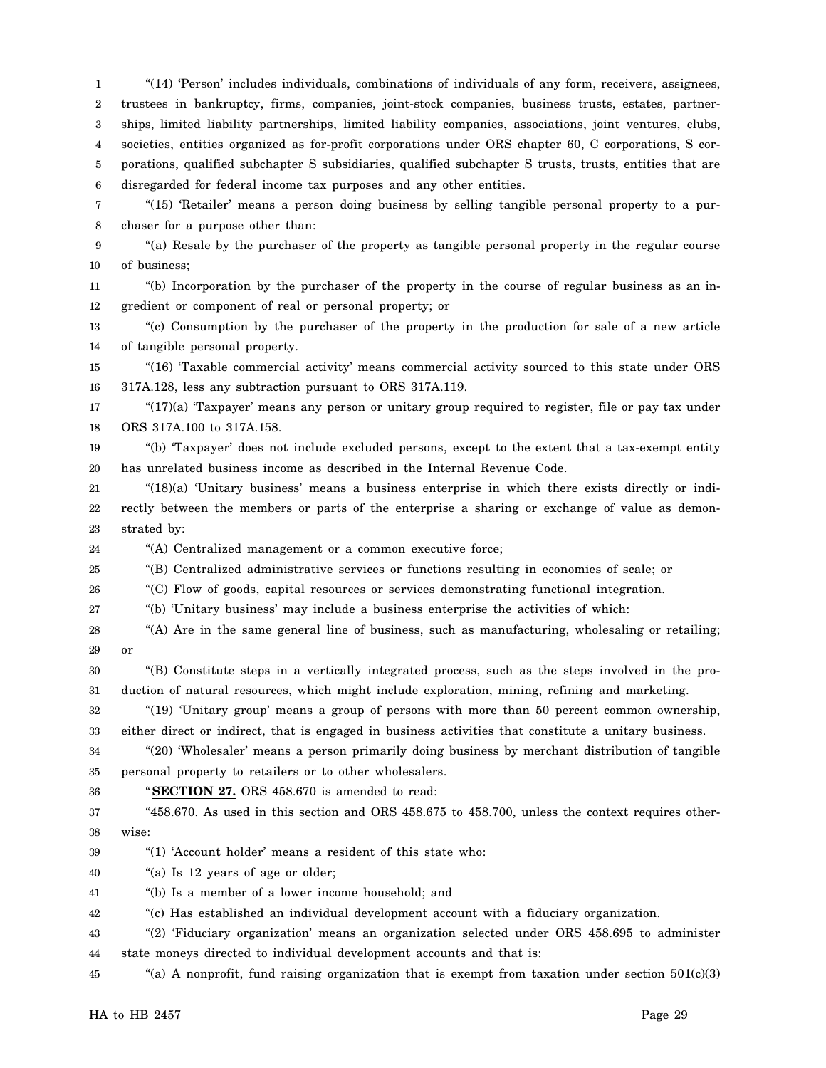"(14) 'Person' includes individuals, combinations of individuals of any form, receivers, assignees, trustees in bankruptcy, firms, companies, joint-stock companies, business trusts, estates, partnerships, limited liability partnerships, limited liability companies, associations, joint ventures, clubs, societies, entities organized as for-profit corporations under ORS chapter 60, C corporations, S corporations, qualified subchapter S subsidiaries, qualified subchapter S trusts, trusts, entities that are disregarded for federal income tax purposes and any other entities.

"(15) 'Retailer' means a person doing business by selling tangible personal property to a purchaser for a purpose other than:

"(a) Resale by the purchaser of the property as tangible personal property in the regular course of business;

"(b) Incorporation by the purchaser of the property in the course of regular business as an ingredient or component of real or personal property; or

"(c) Consumption by the purchaser of the property in the production for sale of a new article of tangible personal property.

"(16) 'Taxable commercial activity' means commercial activity sourced to this state under ORS 317A.128, less any subtraction pursuant to ORS 317A.119.

"(17)(a) 'Taxpayer' means any person or unitary group required to register, file or pay tax under ORS 317A.100 to 317A.158.

"(b) 'Taxpayer' does not include excluded persons, except to the extent that a tax-exempt entity has unrelated business income as described in the Internal Revenue Code.

"(18)(a) 'Unitary business' means a business enterprise in which there exists directly or indirectly between the members or parts of the enterprise a sharing or exchange of value as demonstrated by:

"(A) Centralized management or a common executive force;

"(B) Centralized administrative services or functions resulting in economies of scale; or

"(C) Flow of goods, capital resources or services demonstrating functional integration.

"(b) 'Unitary business' may include a business enterprise the activities of which:

"(A) Are in the same general line of business, such as manufacturing, wholesaling or retailing; or

"(B) Constitute steps in a vertically integrated process, such as the steps involved in the production of natural resources, which might include exploration, mining, refining and marketing.

"(19) 'Unitary group' means a group of persons with more than 50 percent common ownership, either direct or indirect, that is engaged in business activities that constitute a unitary business.

"(20) 'Wholesaler' means a person primarily doing business by merchant distribution of tangible personal property to retailers or to other wholesalers.

"**SECTION 27.** ORS 458.670 is amended to read:

"458.670. As used in this section and ORS 458.675 to 458.700, unless the context requires otherwise:

"(1) 'Account holder' means a resident of this state who:

"(a) Is 12 years of age or older;

"(b) Is a member of a lower income household; and

"(c) Has established an individual development account with a fiduciary organization.

"(2) 'Fiduciary organization' means an organization selected under ORS 458.695 to administer state moneys directed to individual development accounts and that is:

"(a) A nonprofit, fund raising organization that is exempt from taxation under section 501(c)(3)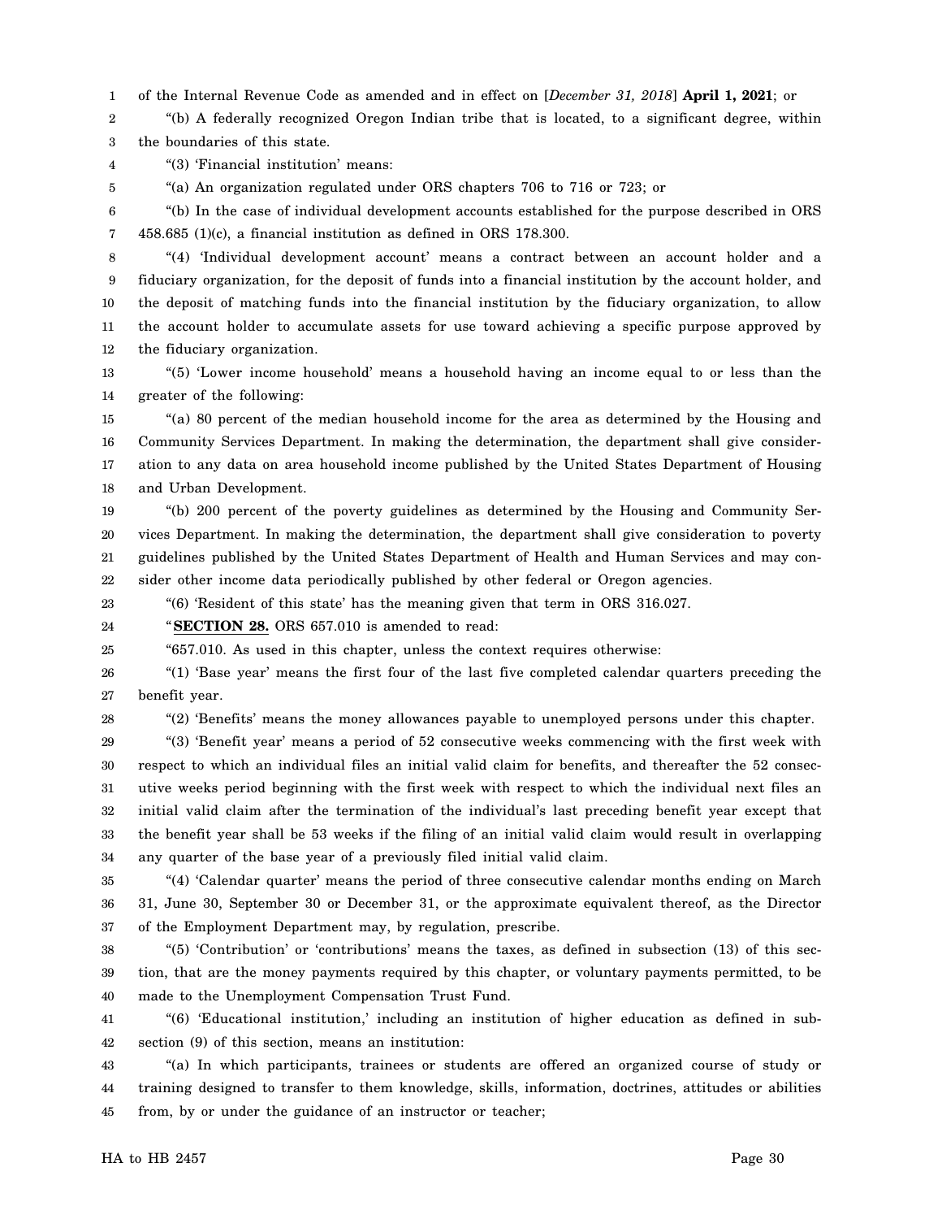of the Internal Revenue Code as amended and in effect on [*December 31, 2018*] **April 1, 2021**; or

"(b) A federally recognized Oregon Indian tribe that is located, to a significant degree, within the boundaries of this state.

"(3) 'Financial institution' means:

"(a) An organization regulated under ORS chapters 706 to 716 or 723; or

"(b) In the case of individual development accounts established for the purpose described in ORS 458.685 (1)(c), a financial institution as defined in ORS 178.300.

"(4) 'Individual development account' means a contract between an account holder and a fiduciary organization, for the deposit of funds into a financial institution by the account holder, and the deposit of matching funds into the financial institution by the fiduciary organization, to allow the account holder to accumulate assets for use toward achieving a specific purpose approved by the fiduciary organization.

"(5) 'Lower income household' means a household having an income equal to or less than the greater of the following:

"(a) 80 percent of the median household income for the area as determined by the Housing and Community Services Department. In making the determination, the department shall give consideration to any data on area household income published by the United States Department of Housing and Urban Development.

"(b) 200 percent of the poverty guidelines as determined by the Housing and Community Services Department. In making the determination, the department shall give consideration to poverty guidelines published by the United States Department of Health and Human Services and may consider other income data periodically published by other federal or Oregon agencies.

"(6) 'Resident of this state' has the meaning given that term in ORS 316.027.

"**SECTION 28.** ORS 657.010 is amended to read:

"657.010. As used in this chapter, unless the context requires otherwise:

"(1) 'Base year' means the first four of the last five completed calendar quarters preceding the benefit year.

"(2) 'Benefits' means the money allowances payable to unemployed persons under this chapter.

"(3) 'Benefit year' means a period of 52 consecutive weeks commencing with the first week with respect to which an individual files an initial valid claim for benefits, and thereafter the 52 consecutive weeks period beginning with the first week with respect to which the individual next files an initial valid claim after the termination of the individual's last preceding benefit year except that the benefit year shall be 53 weeks if the filing of an initial valid claim would result in overlapping any quarter of the base year of a previously filed initial valid claim.

"(4) 'Calendar quarter' means the period of three consecutive calendar months ending on March 31, June 30, September 30 or December 31, or the approximate equivalent thereof, as the Director of the Employment Department may, by regulation, prescribe.

"(5) 'Contribution' or 'contributions' means the taxes, as defined in subsection (13) of this section, that are the money payments required by this chapter, or voluntary payments permitted, to be made to the Unemployment Compensation Trust Fund.

"(6) 'Educational institution,' including an institution of higher education as defined in subsection (9) of this section, means an institution:

"(a) In which participants, trainees or students are offered an organized course of study or training designed to transfer to them knowledge, skills, information, doctrines, attitudes or abilities from, by or under the guidance of an instructor or teacher;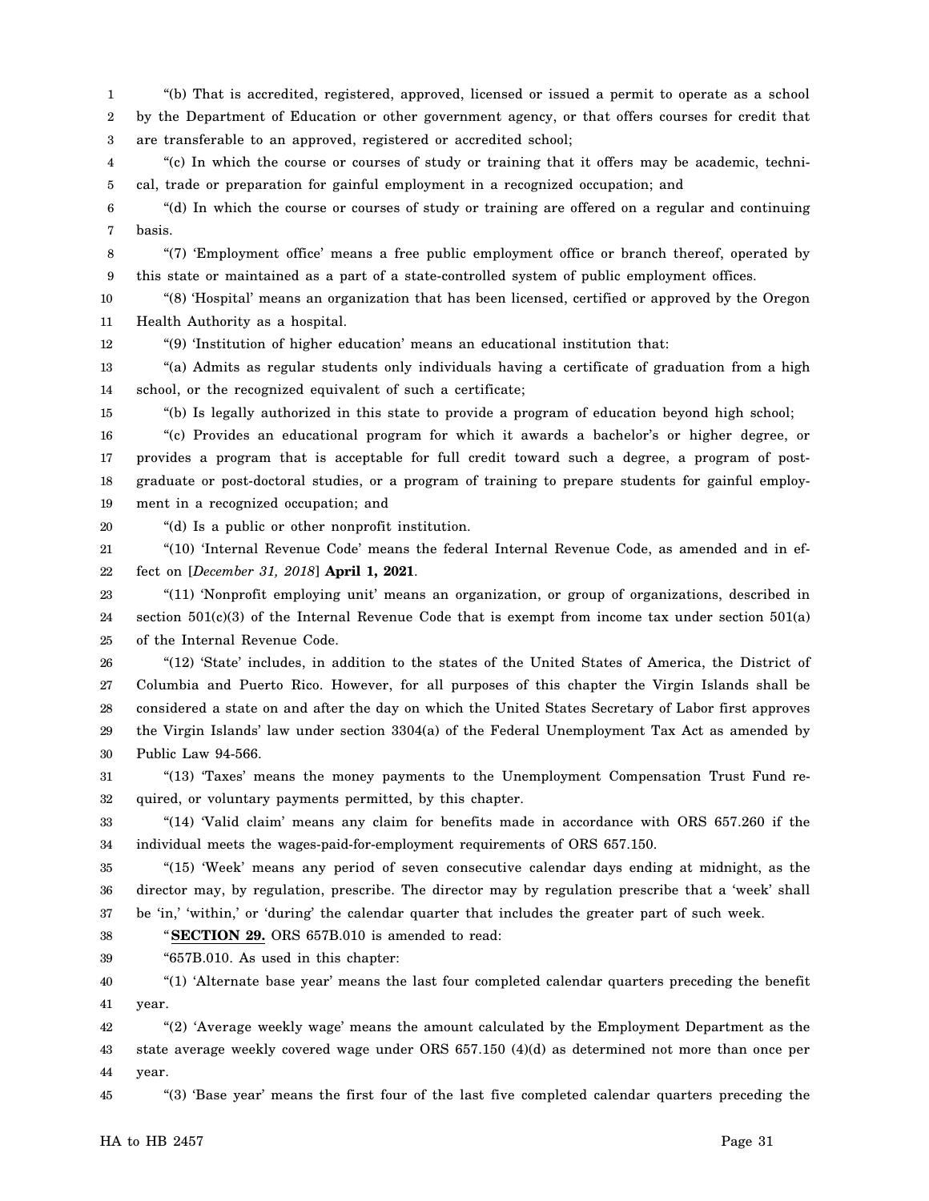"(b) That is accredited, registered, approved, licensed or issued a permit to operate as a school by the Department of Education or other government agency, or that offers courses for credit that are transferable to an approved, registered or accredited school;

"(c) In which the course or courses of study or training that it offers may be academic, technical, trade or preparation for gainful employment in a recognized occupation; and

"(d) In which the course or courses of study or training are offered on a regular and continuing basis.

"(7) 'Employment office' means a free public employment office or branch thereof, operated by this state or maintained as a part of a state-controlled system of public employment offices.

"(8) 'Hospital' means an organization that has been licensed, certified or approved by the Oregon Health Authority as a hospital.

"(9) 'Institution of higher education' means an educational institution that:

"(a) Admits as regular students only individuals having a certificate of graduation from a high school, or the recognized equivalent of such a certificate;

"(b) Is legally authorized in this state to provide a program of education beyond high school;

"(c) Provides an educational program for which it awards a bachelor's or higher degree, or provides a program that is acceptable for full credit toward such a degree, a program of post-graduate or post-doctoral studies, or a program of training to prepare students for gainful employment in a recognized occupation; and

"(d) Is a public or other nonprofit institution.

"(10) 'Internal Revenue Code' means the federal Internal Revenue Code, as amended and in effect on [*December 31, 2018*] **April 1, 2021**.

"(11) 'Nonprofit employing unit' means an organization, or group of organizations, described in section 501(c)(3) of the Internal Revenue Code that is exempt from income tax under section 501(a) of the Internal Revenue Code.

"(12) 'State' includes, in addition to the states of the United States of America, the District of Columbia and Puerto Rico. However, for all purposes of this chapter the Virgin Islands shall be considered a state on and after the day on which the United States Secretary of Labor first approves the Virgin Islands' law under section 3304(a) of the Federal Unemployment Tax Act as amended by Public Law 94-566.

"(13) 'Taxes' means the money payments to the Unemployment Compensation Trust Fund required, or voluntary payments permitted, by this chapter.

"(14) 'Valid claim' means any claim for benefits made in accordance with ORS 657.260 if the individual meets the wages-paid-for-employment requirements of ORS 657.150.

"(15) 'Week' means any period of seven consecutive calendar days ending at midnight, as the director may, by regulation, prescribe. The director may by regulation prescribe that a 'week' shall be 'in,' 'within,' or 'during' the calendar quarter that includes the greater part of such week.

"**SECTION 29.** ORS 657B.010 is amended to read:

"657B.010. As used in this chapter:

"(1) 'Alternate base year' means the last four completed calendar quarters preceding the benefit year.

"(2) 'Average weekly wage' means the amount calculated by the Employment Department as the state average weekly covered wage under ORS 657.150 (4)(d) as determined not more than once per year.

"(3) 'Base year' means the first four of the last five completed calendar quarters preceding the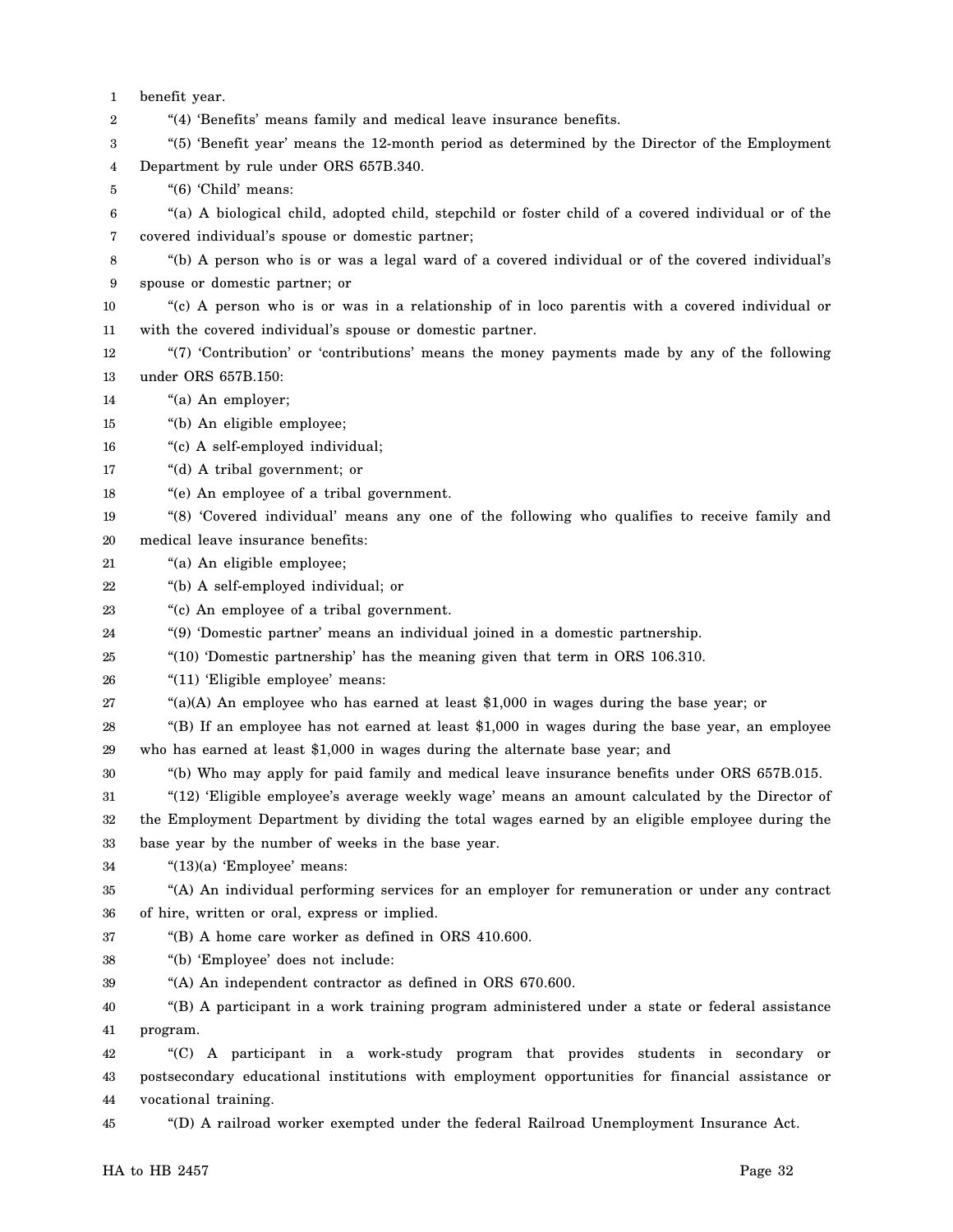benefit year.

"(4) 'Benefits' means family and medical leave insurance benefits.

"(5) 'Benefit year' means the 12-month period as determined by the Director of the Employment Department by rule under ORS 657B.340.

"(6) 'Child' means:

"(a) A biological child, adopted child, stepchild or foster child of a covered individual or of the covered individual's spouse or domestic partner;

"(b) A person who is or was a legal ward of a covered individual or of the covered individual's spouse or domestic partner; or

"(c) A person who is or was in a relationship of in loco parentis with a covered individual or with the covered individual's spouse or domestic partner.

"(7) 'Contribution' or 'contributions' means the money payments made by any of the following under ORS 657B.150:

"(a) An employer;

"(b) An eligible employee;

"(c) A self-employed individual;

"(d) A tribal government; or

"(e) An employee of a tribal government.

"(8) 'Covered individual' means any one of the following who qualifies to receive family and medical leave insurance benefits:

"(a) An eligible employee;

"(b) A self-employed individual; or

"(c) An employee of a tribal government.

"(9) 'Domestic partner' means an individual joined in a domestic partnership.

"(10) 'Domestic partnership' has the meaning given that term in ORS 106.310.

"(11) 'Eligible employee' means:

"(a)(A) An employee who has earned at least $1,000 in wages during the base year; or

"(B) If an employee has not earned at least $1,000 in wages during the base year, an employee who has earned at least $1,000 in wages during the alternate base year; and

"(b) Who may apply for paid family and medical leave insurance benefits under ORS 657B.015.

"(12) 'Eligible employee's average weekly wage' means an amount calculated by the Director of the Employment Department by dividing the total wages earned by an eligible employee during the base year by the number of weeks in the base year.

"(13)(a) 'Employee' means:

"(A) An individual performing services for an employer for remuneration or under any contract of hire, written or oral, express or implied.

"(B) A home care worker as defined in ORS 410.600.

"(b) 'Employee' does not include:

"(A) An independent contractor as defined in ORS 670.600.

"(B) A participant in a work training program administered under a state or federal assistance program.

"(C) A participant in a work-study program that provides students in secondary or postsecondary educational institutions with employment opportunities for financial assistance or vocational training.

"(D) A railroad worker exempted under the federal Railroad Unemployment Insurance Act.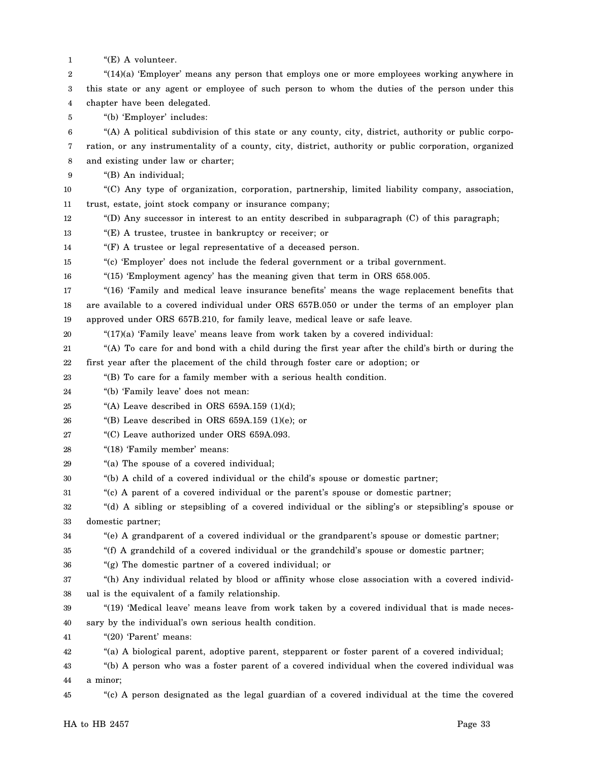"(E) A volunteer.

"(14)(a) 'Employer' means any person that employs one or more employees working anywhere in this state or any agent or employee of such person to whom the duties of the person under this chapter have been delegated.

"(b) 'Employer' includes:

"(A) A political subdivision of this state or any county, city, district, authority or public corporation, or any instrumentality of a county, city, district, authority or public corporation, organized and existing under law or charter;

"(B) An individual;

"(C) Any type of organization, corporation, partnership, limited liability company, association, trust, estate, joint stock company or insurance company;

"(D) Any successor in interest to an entity described in subparagraph (C) of this paragraph;

"(E) A trustee, trustee in bankruptcy or receiver; or

"(F) A trustee or legal representative of a deceased person.

"(c) 'Employer' does not include the federal government or a tribal government.

"(15) 'Employment agency' has the meaning given that term in ORS 658.005.

"(16) 'Family and medical leave insurance benefits' means the wage replacement benefits that are available to a covered individual under ORS 657B.050 or under the terms of an employer plan approved under ORS 657B.210, for family leave, medical leave or safe leave.

"(17)(a) 'Family leave' means leave from work taken by a covered individual:

"(A) To care for and bond with a child during the first year after the child's birth or during the first year after the placement of the child through foster care or adoption; or

"(B) To care for a family member with a serious health condition.

"(b) 'Family leave' does not mean:

"(A) Leave described in ORS 659A.159 (1)(d);

"(B) Leave described in ORS 659A.159 (1)(e); or

"(C) Leave authorized under ORS 659A.093.

"(18) 'Family member' means:

"(a) The spouse of a covered individual;

"(b) A child of a covered individual or the child's spouse or domestic partner;

"(c) A parent of a covered individual or the parent's spouse or domestic partner;

"(d) A sibling or stepsibling of a covered individual or the sibling's or stepsibling's spouse or domestic partner;

"(e) A grandparent of a covered individual or the grandparent's spouse or domestic partner;

"(f) A grandchild of a covered individual or the grandchild's spouse or domestic partner;

"(g) The domestic partner of a covered individual; or

"(h) Any individual related by blood or affinity whose close association with a covered individual is the equivalent of a family relationship.

"(19) 'Medical leave' means leave from work taken by a covered individual that is made necessary by the individual's own serious health condition.

"(20) 'Parent' means:

"(a) A biological parent, adoptive parent, stepparent or foster parent of a covered individual;

"(b) A person who was a foster parent of a covered individual when the covered individual was a minor;

"(c) A person designated as the legal guardian of a covered individual at the time the covered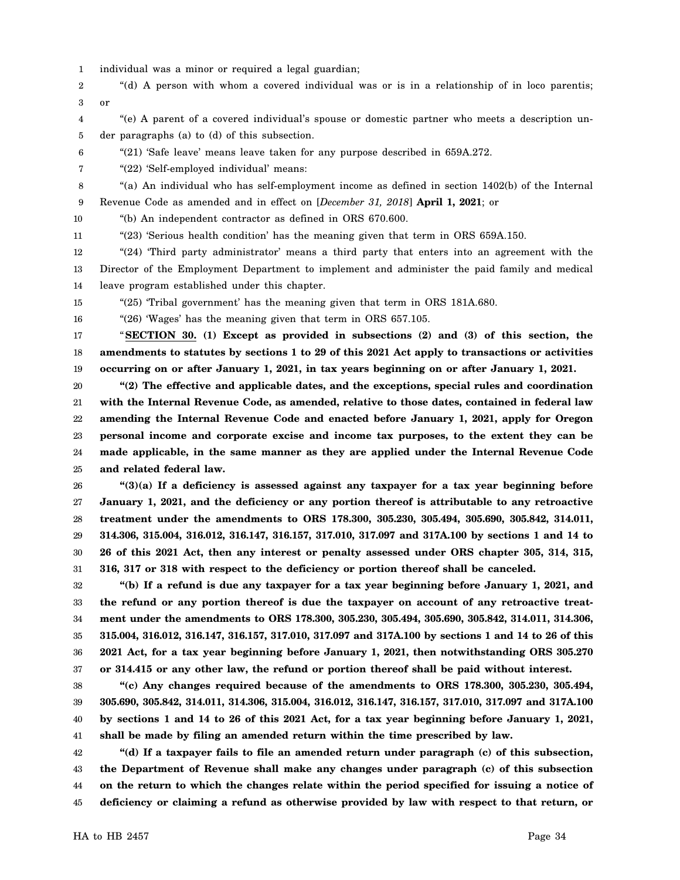individual was a minor or required a legal guardian;

"(d) A person with whom a covered individual was or is in a relationship of in loco parentis; or

"(e) A parent of a covered individual's spouse or domestic partner who meets a description under paragraphs (a) to (d) of this subsection.

"(21) 'Safe leave' means leave taken for any purpose described in 659A.272.

"(22) 'Self-employed individual' means:

"(a) An individual who has self-employment income as defined in section 1402(b) of the Internal Revenue Code as amended and in effect on [*December 31, 2018*] **April 1, 2021**; or

"(b) An independent contractor as defined in ORS 670.600.

"(23) 'Serious health condition' has the meaning given that term in ORS 659A.150.

"(24) 'Third party administrator' means a third party that enters into an agreement with the Director of the Employment Department to implement and administer the paid family and medical leave program established under this chapter.

"(25) 'Tribal government' has the meaning given that term in ORS 181A.680.

"(26) 'Wages' has the meaning given that term in ORS 657.105.

"**SECTION 30. (1) Except as provided in subsections (2) and (3) of this section, the amendments to statutes by sections 1 to 29 of this 2021 Act apply to transactions or activities occurring on or after January 1, 2021, in tax years beginning on or after January 1, 2021.**

**"(2) The effective and applicable dates, and the exceptions, special rules and coordination with the Internal Revenue Code, as amended, relative to those dates, contained in federal law amending the Internal Revenue Code and enacted before January 1, 2021, apply for Oregon personal income and corporate excise and income tax purposes, to the extent they can be made applicable, in the same manner as they are applied under the Internal Revenue Code and related federal law.**

**"(3)(a) If a deficiency is assessed against any taxpayer for a tax year beginning before January 1, 2021, and the deficiency or any portion thereof is attributable to any retroactive treatment under the amendments to ORS 178.300, 305.230, 305.494, 305.690, 305.842, 314.011, 314.306, 315.004, 316.012, 316.147, 316.157, 317.010, 317.097 and 317A.100 by sections 1 and 14 to 26 of this 2021 Act, then any interest or penalty assessed under ORS chapter 305, 314, 315, 316, 317 or 318 with respect to the deficiency or portion thereof shall be canceled.**

**"(b) If a refund is due any taxpayer for a tax year beginning before January 1, 2021, and the refund or any portion thereof is due the taxpayer on account of any retroactive treatment under the amendments to ORS 178.300, 305.230, 305.494, 305.690, 305.842, 314.011, 314.306, 315.004, 316.012, 316.147, 316.157, 317.010, 317.097 and 317A.100 by sections 1 and 14 to 26 of this 2021 Act, for a tax year beginning before January 1, 2021, then notwithstanding ORS 305.270 or 314.415 or any other law, the refund or portion thereof shall be paid without interest.**

**"(c) Any changes required because of the amendments to ORS 178.300, 305.230, 305.494, 305.690, 305.842, 314.011, 314.306, 315.004, 316.012, 316.147, 316.157, 317.010, 317.097 and 317A.100 by sections 1 and 14 to 26 of this 2021 Act, for a tax year beginning before January 1, 2021, shall be made by filing an amended return within the time prescribed by law.**

**"(d) If a taxpayer fails to file an amended return under paragraph (c) of this subsection, the Department of Revenue shall make any changes under paragraph (c) of this subsection on the return to which the changes relate within the period specified for issuing a notice of deficiency or claiming a refund as otherwise provided by law with respect to that return, or**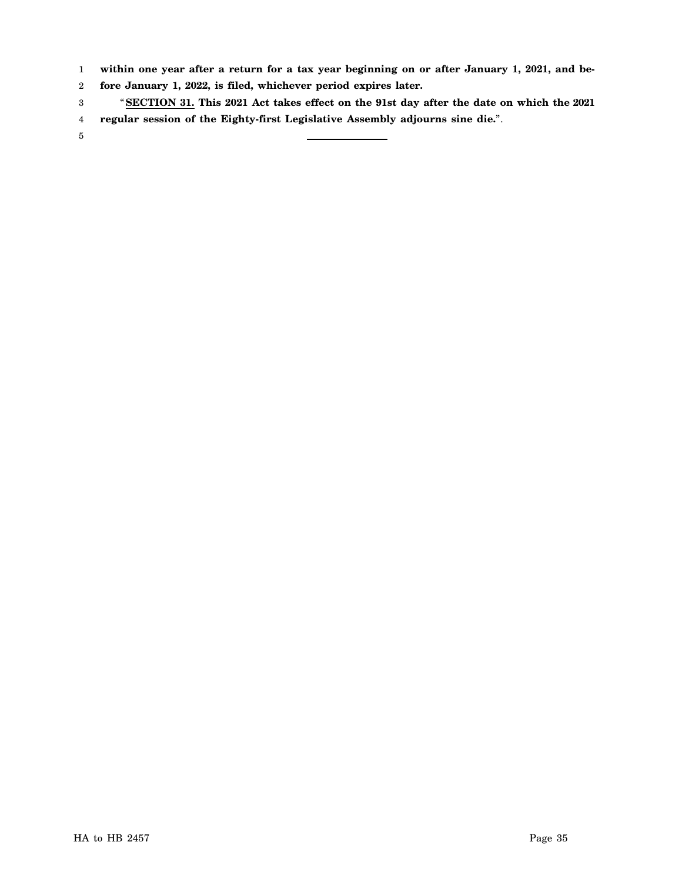**within one year after a return for a tax year beginning on or after January 1, 2021, and before January 1, 2022, is filed, whichever period expires later.**

"**SECTION 31. This 2021 Act takes effect on the 91st day after the date on which the 2021 regular session of the Eighty-first Legislative Assembly adjourns sine die.**".